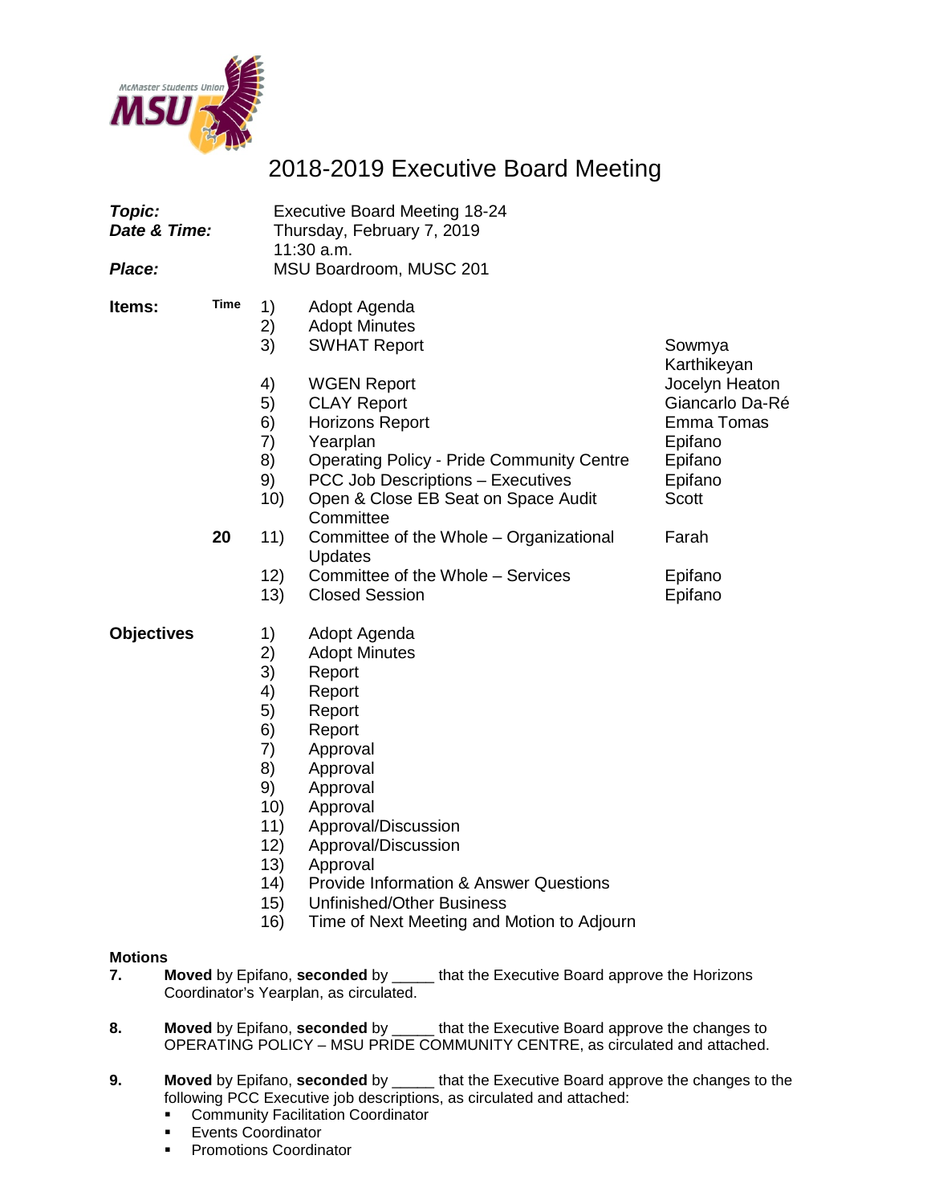# 2018-2019 Executive Board Meeting

| | |
|---|---|
| ***Topic:*** | Executive Board Meeting 18-24 |
| ***Date & Time:*** | Thursday, February 7, 2019<br>11:30 a.m. |
| ***Place:*** | MSU Boardroom, MUSC 201 |

**Items:**

| Time | # | Item | Presenter |
|---|---|---|---|
| | 1) | Adopt Agenda | |
| | 2) | Adopt Minutes | |
| | 3) | SWHAT Report | Sowmya Karthikeyan |
| | 4) | WGEN Report | Jocelyn Heaton |
| | 5) | CLAY Report | Giancarlo Da-Ré |
| | 6) | Horizons Report | Emma Tomas |
| | 7) | Yearplan | Epifano |
| | 8) | Operating Policy - Pride Community Centre | Epifano |
| | 9) | PCC Job Descriptions – Executives | Epifano |
| | 10) | Open & Close EB Seat on Space Audit Committee | Scott |
| **20** | 11) | Committee of the Whole – Organizational Updates | Farah |
| | 12) | Committee of the Whole – Services | Epifano |
| | 13) | Closed Session | Epifano |

**Objectives**

1) Adopt Agenda
2) Adopt Minutes
3) Report
4) Report
5) Report
6) Report
7) Approval
8) Approval
9) Approval
10) Approval
11) Approval/Discussion
12) Approval/Discussion
13) Approval
14) Provide Information & Answer Questions
15) Unfinished/Other Business
16) Time of Next Meeting and Motion to Adjourn

**Motions**

**7.** **Moved** by Epifano, **seconded** by _____ that the Executive Board approve the Horizons Coordinator's Yearplan, as circulated.

**8.** **Moved** by Epifano, **seconded** by _____ that the Executive Board approve the changes to OPERATING POLICY – MSU PRIDE COMMUNITY CENTRE, as circulated and attached.

**9.** **Moved** by Epifano, **seconded** by _____ that the Executive Board approve the changes to the following PCC Executive job descriptions, as circulated and attached:

- Community Facilitation Coordinator
- Events Coordinator
- Promotions Coordinator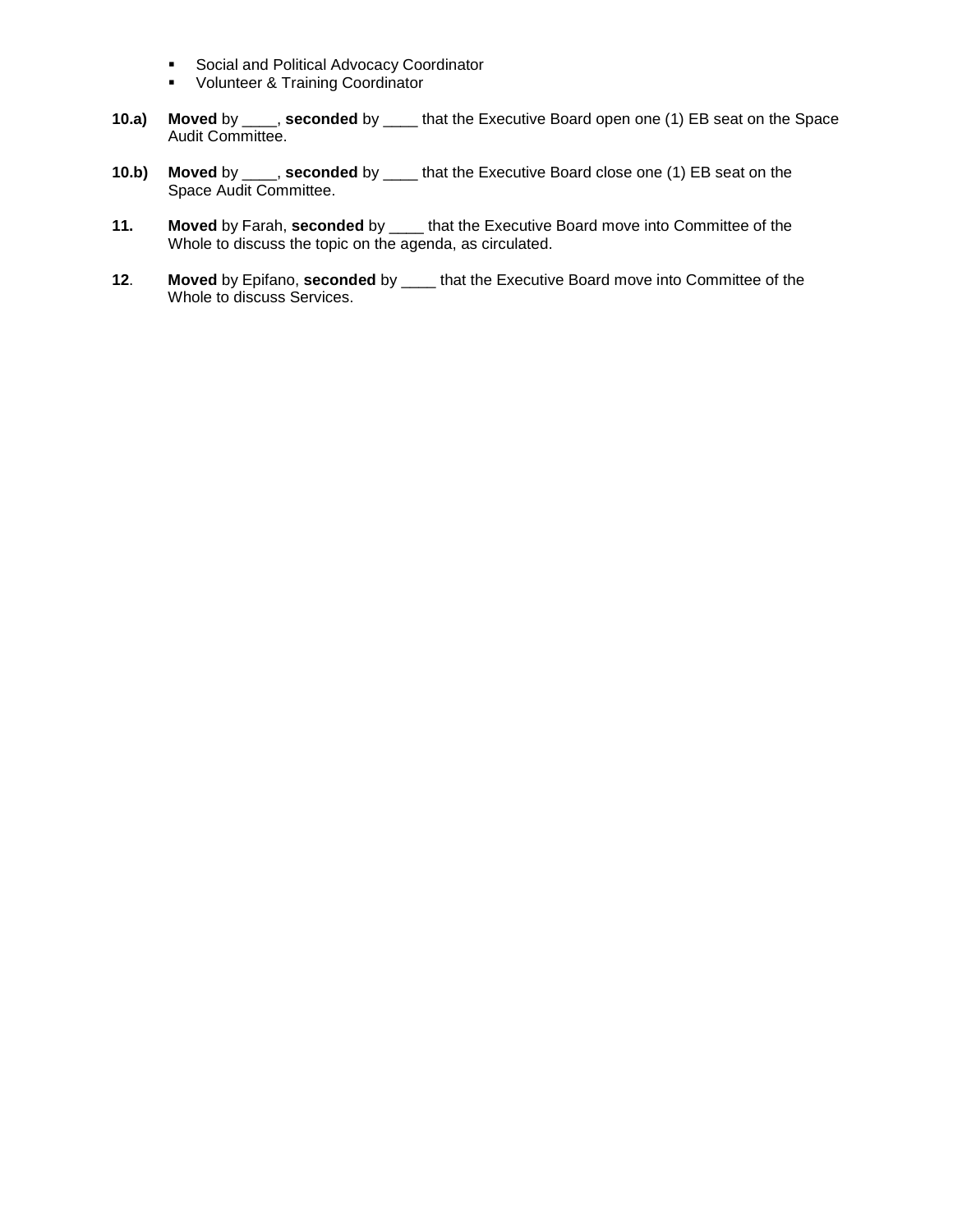- Social and Political Advocacy Coordinator
- Volunteer & Training Coordinator

**10.a)** **Moved** by ____, **seconded** by ____ that the Executive Board open one (1) EB seat on the Space Audit Committee.

**10.b)** **Moved** by ____, **seconded** by ____ that the Executive Board close one (1) EB seat on the Space Audit Committee.

**11.** **Moved** by Farah, **seconded** by ____ that the Executive Board move into Committee of the Whole to discuss the topic on the agenda, as circulated.

**12**. **Moved** by Epifano, **seconded** by ____ that the Executive Board move into Committee of the Whole to discuss Services.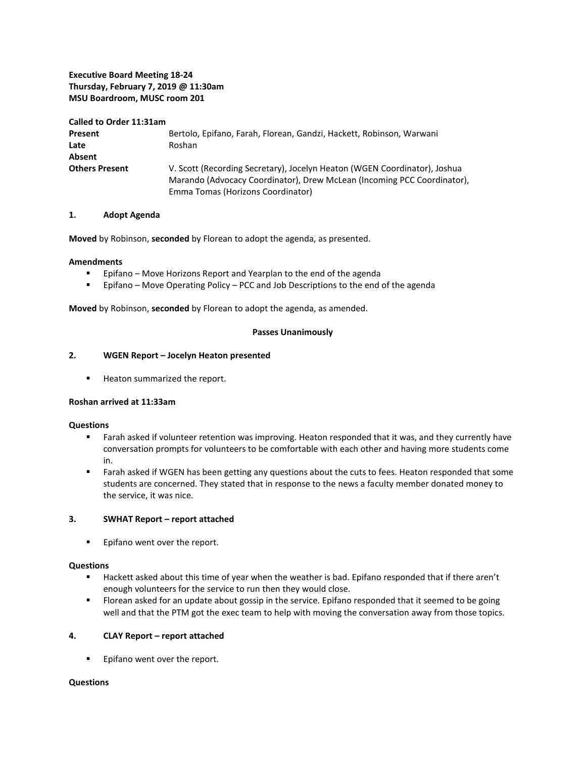**Executive Board Meeting 18-24**
**Thursday, February 7, 2019 @ 11:30am**
**MSU Boardroom, MUSC room 201**

**Called to Order 11:31am**

| | |
|---|---|
| **Present** | Bertolo, Epifano, Farah, Florean, Gandzi, Hackett, Robinson, Warwani |
| **Late** | Roshan |
| **Absent** | |
| **Others Present** | V. Scott (Recording Secretary), Jocelyn Heaton (WGEN Coordinator), Joshua Marando (Advocacy Coordinator), Drew McLean (Incoming PCC Coordinator), Emma Tomas (Horizons Coordinator) |

## 1. Adopt Agenda

**Moved** by Robinson, **seconded** by Florean to adopt the agenda, as presented.

**Amendments**

- Epifano – Move Horizons Report and Yearplan to the end of the agenda
- Epifano – Move Operating Policy – PCC and Job Descriptions to the end of the agenda

**Moved** by Robinson, **seconded** by Florean to adopt the agenda, as amended.

**Passes Unanimously**

## 2. WGEN Report – Jocelyn Heaton presented

- Heaton summarized the report.

**Roshan arrived at 11:33am**

**Questions**

- Farah asked if volunteer retention was improving. Heaton responded that it was, and they currently have conversation prompts for volunteers to be comfortable with each other and having more students come in.
- Farah asked if WGEN has been getting any questions about the cuts to fees. Heaton responded that some students are concerned. They stated that in response to the news a faculty member donated money to the service, it was nice.

## 3. SWHAT Report – report attached

- Epifano went over the report.

**Questions**

- Hackett asked about this time of year when the weather is bad. Epifano responded that if there aren't enough volunteers for the service to run then they would close.
- Florean asked for an update about gossip in the service. Epifano responded that it seemed to be going well and that the PTM got the exec team to help with moving the conversation away from those topics.

## 4. CLAY Report – report attached

- Epifano went over the report.

**Questions**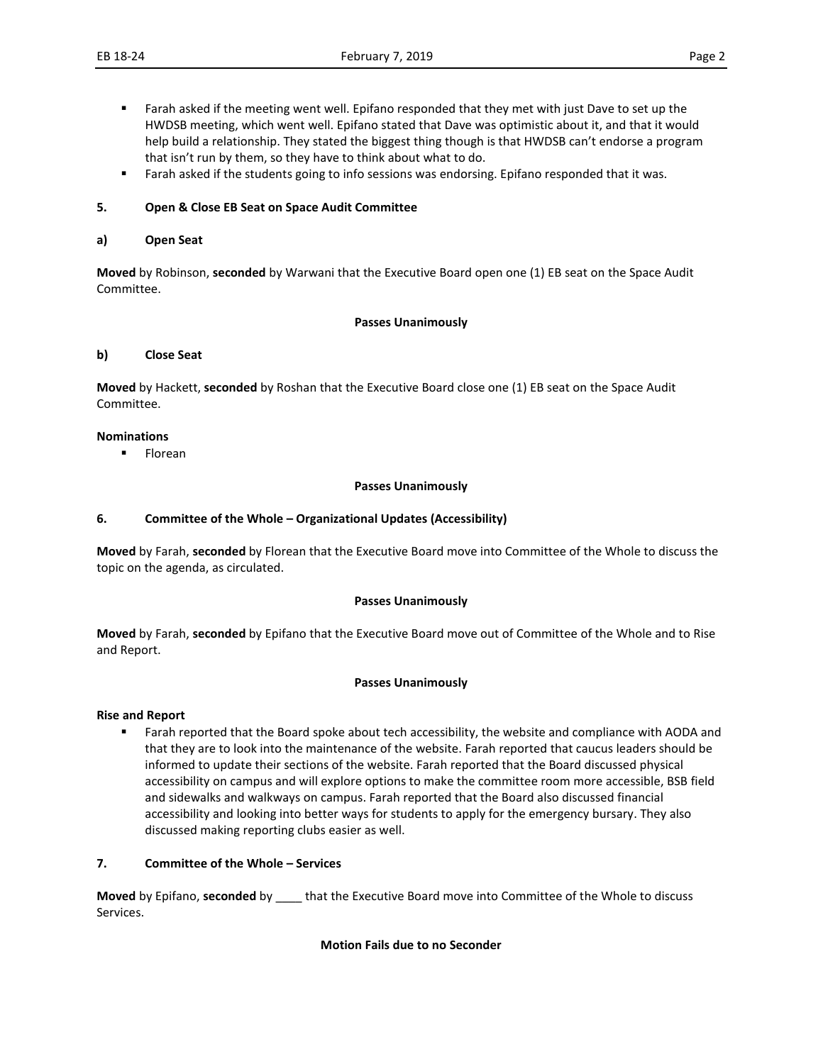- Farah asked if the meeting went well. Epifano responded that they met with just Dave to set up the HWDSB meeting, which went well. Epifano stated that Dave was optimistic about it, and that it would help build a relationship. They stated the biggest thing though is that HWDSB can't endorse a program that isn't run by them, so they have to think about what to do.
- Farah asked if the students going to info sessions was endorsing. Epifano responded that it was.

## 5. Open & Close EB Seat on Space Audit Committee

### a) Open Seat

**Moved** by Robinson, **seconded** by Warwani that the Executive Board open one (1) EB seat on the Space Audit Committee.

**Passes Unanimously**

### b) Close Seat

**Moved** by Hackett, **seconded** by Roshan that the Executive Board close one (1) EB seat on the Space Audit Committee.

**Nominations**

- Florean

**Passes Unanimously**

## 6. Committee of the Whole – Organizational Updates (Accessibility)

**Moved** by Farah, **seconded** by Florean that the Executive Board move into Committee of the Whole to discuss the topic on the agenda, as circulated.

**Passes Unanimously**

**Moved** by Farah, **seconded** by Epifano that the Executive Board move out of Committee of the Whole and to Rise and Report.

**Passes Unanimously**

**Rise and Report**

- Farah reported that the Board spoke about tech accessibility, the website and compliance with AODA and that they are to look into the maintenance of the website. Farah reported that caucus leaders should be informed to update their sections of the website. Farah reported that the Board discussed physical accessibility on campus and will explore options to make the committee room more accessible, BSB field and sidewalks and walkways on campus. Farah reported that the Board also discussed financial accessibility and looking into better ways for students to apply for the emergency bursary. They also discussed making reporting clubs easier as well.

## 7. Committee of the Whole – Services

**Moved** by Epifano, **seconded** by ____ that the Executive Board move into Committee of the Whole to discuss Services.

**Motion Fails due to no Seconder**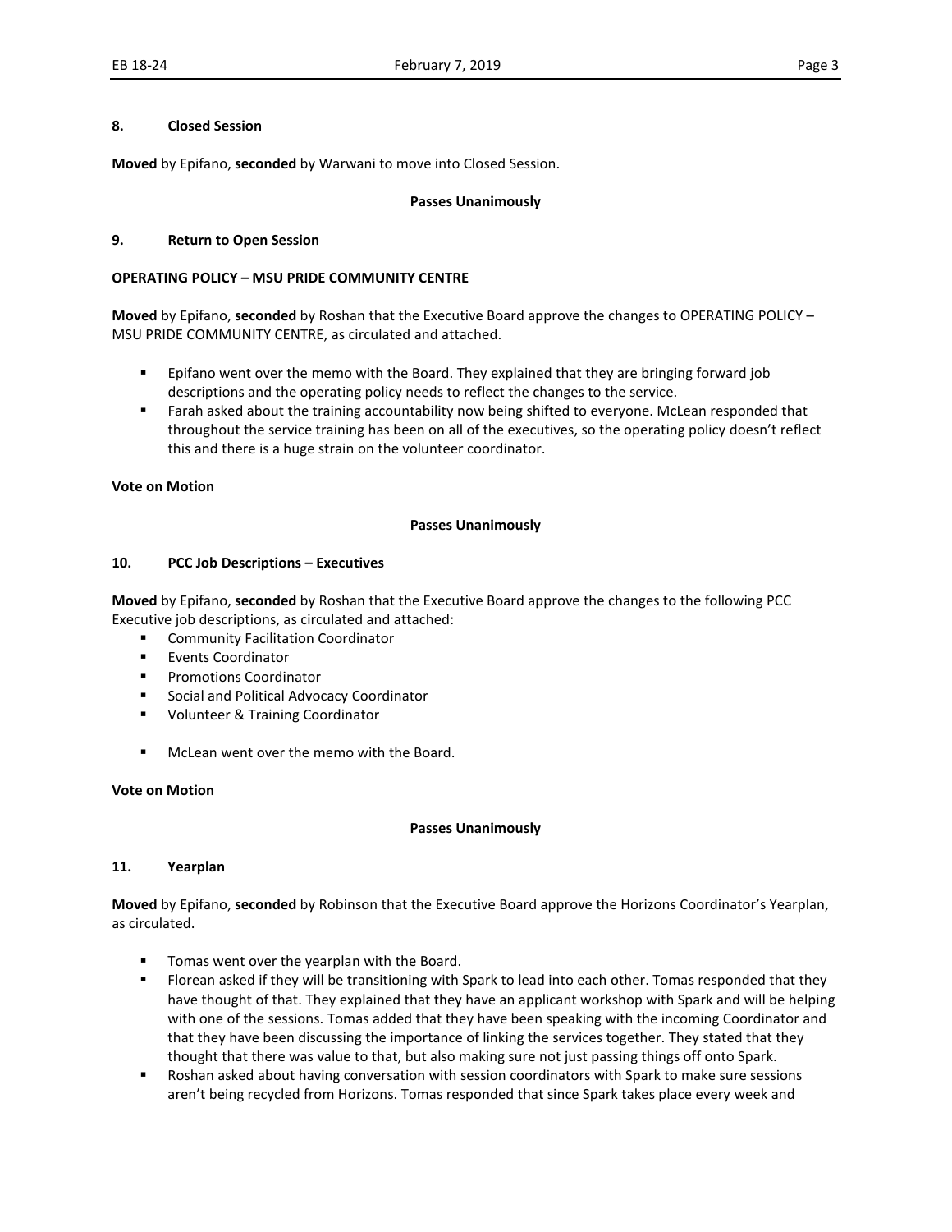**8. Closed Session**

**Moved** by Epifano, **seconded** by Warwani to move into Closed Session.

**Passes Unanimously**

**9. Return to Open Session**

**OPERATING POLICY – MSU PRIDE COMMUNITY CENTRE**

**Moved** by Epifano, **seconded** by Roshan that the Executive Board approve the changes to OPERATING POLICY – MSU PRIDE COMMUNITY CENTRE, as circulated and attached.

- Epifano went over the memo with the Board. They explained that they are bringing forward job descriptions and the operating policy needs to reflect the changes to the service.
- Farah asked about the training accountability now being shifted to everyone. McLean responded that throughout the service training has been on all of the executives, so the operating policy doesn't reflect this and there is a huge strain on the volunteer coordinator.

**Vote on Motion**

**Passes Unanimously**

**10. PCC Job Descriptions – Executives**

**Moved** by Epifano, **seconded** by Roshan that the Executive Board approve the changes to the following PCC Executive job descriptions, as circulated and attached:

- Community Facilitation Coordinator
- Events Coordinator
- Promotions Coordinator
- Social and Political Advocacy Coordinator
- Volunteer & Training Coordinator

- McLean went over the memo with the Board.

**Vote on Motion**

**Passes Unanimously**

**11. Yearplan**

**Moved** by Epifano, **seconded** by Robinson that the Executive Board approve the Horizons Coordinator's Yearplan, as circulated.

- Tomas went over the yearplan with the Board.
- Florean asked if they will be transitioning with Spark to lead into each other. Tomas responded that they have thought of that. They explained that they have an applicant workshop with Spark and will be helping with one of the sessions. Tomas added that they have been speaking with the incoming Coordinator and that they have been discussing the importance of linking the services together. They stated that they thought that there was value to that, but also making sure not just passing things off onto Spark.
- Roshan asked about having conversation with session coordinators with Spark to make sure sessions aren't being recycled from Horizons. Tomas responded that since Spark takes place every week and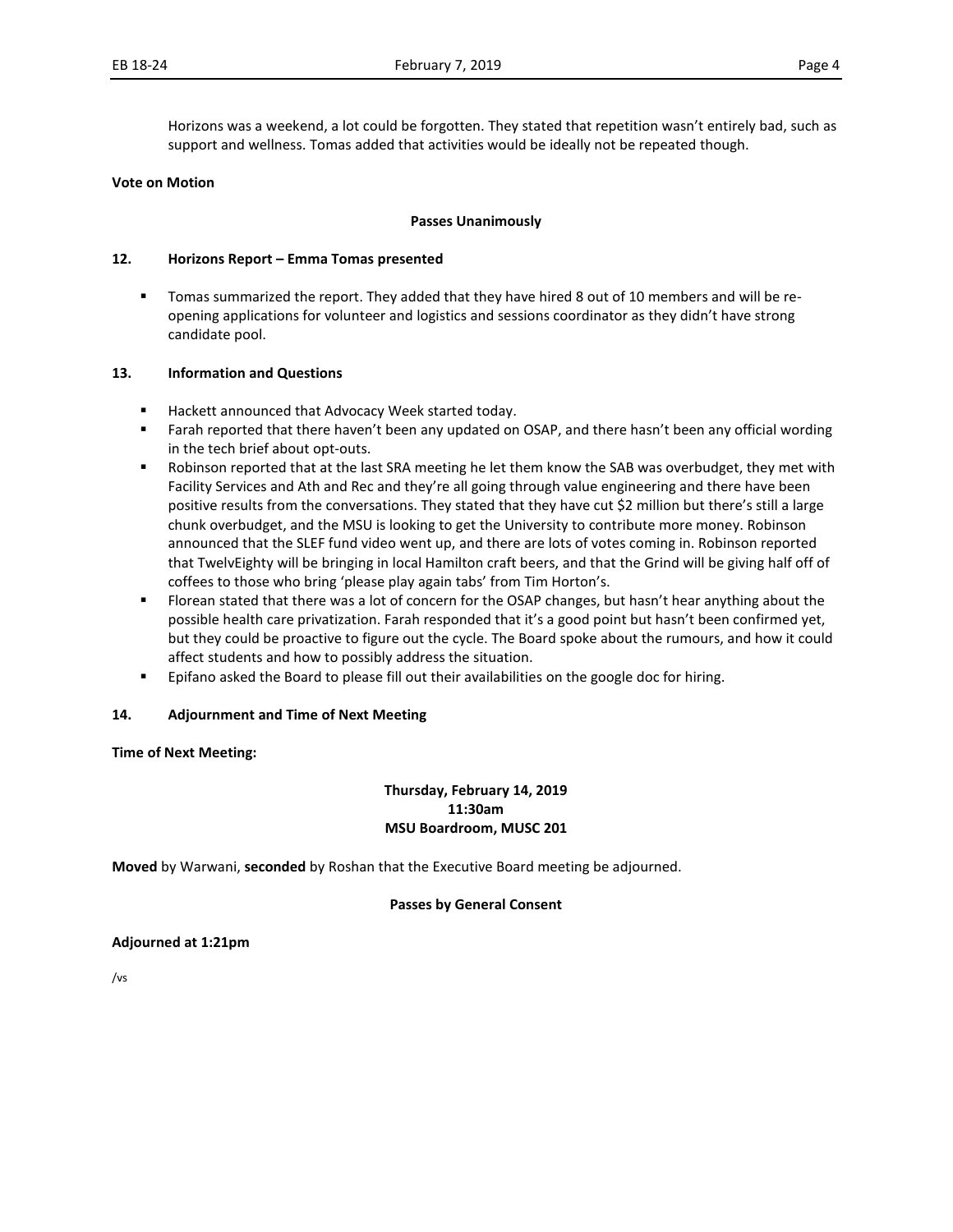Horizons was a weekend, a lot could be forgotten. They stated that repetition wasn't entirely bad, such as support and wellness. Tomas added that activities would be ideally not be repeated though.

**Vote on Motion**

**Passes Unanimously**

**12. Horizons Report – Emma Tomas presented**

- Tomas summarized the report. They added that they have hired 8 out of 10 members and will be re-opening applications for volunteer and logistics and sessions coordinator as they didn't have strong candidate pool.

**13. Information and Questions**

- Hackett announced that Advocacy Week started today.
- Farah reported that there haven't been any updated on OSAP, and there hasn't been any official wording in the tech brief about opt-outs.
- Robinson reported that at the last SRA meeting he let them know the SAB was overbudget, they met with Facility Services and Ath and Rec and they're all going through value engineering and there have been positive results from the conversations. They stated that they have cut $2 million but there's still a large chunk overbudget, and the MSU is looking to get the University to contribute more money. Robinson announced that the SLEF fund video went up, and there are lots of votes coming in. Robinson reported that TwelvEighty will be bringing in local Hamilton craft beers, and that the Grind will be giving half off of coffees to those who bring 'please play again tabs' from Tim Horton's.
- Florean stated that there was a lot of concern for the OSAP changes, but hasn't hear anything about the possible health care privatization. Farah responded that it's a good point but hasn't been confirmed yet, but they could be proactive to figure out the cycle. The Board spoke about the rumours, and how it could affect students and how to possibly address the situation.
- Epifano asked the Board to please fill out their availabilities on the google doc for hiring.

**14. Adjournment and Time of Next Meeting**

**Time of Next Meeting:**

**Thursday, February 14, 2019**
**11:30am**
**MSU Boardroom, MUSC 201**

**Moved** by Warwani, **seconded** by Roshan that the Executive Board meeting be adjourned.

**Passes by General Consent**

**Adjourned at 1:21pm**

/vs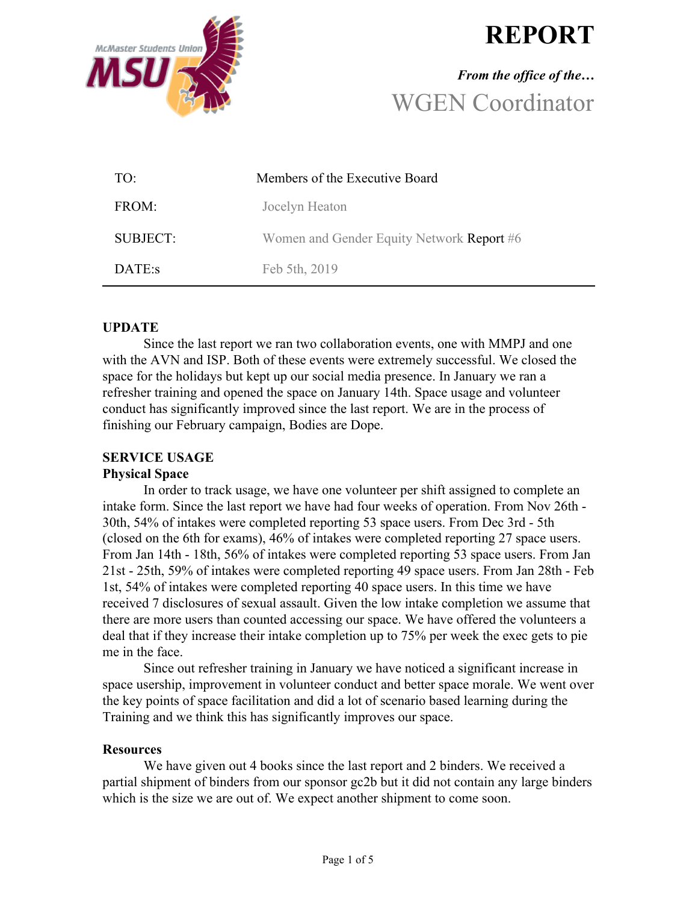# REPORT

*From the office of the…*

WGEN Coordinator

| | |
|---|---|
| TO: | Members of the Executive Board |
| FROM: | Jocelyn Heaton |
| SUBJECT: | Women and Gender Equity Network Report #6 |
| DATE:s | Feb 5th, 2019 |

**UPDATE**

Since the last report we ran two collaboration events, one with MMPJ and one with the AVN and ISP. Both of these events were extremely successful. We closed the space for the holidays but kept up our social media presence. In January we ran a refresher training and opened the space on January 14th. Space usage and volunteer conduct has significantly improved since the last report. We are in the process of finishing our February campaign, Bodies are Dope.

**SERVICE USAGE**

**Physical Space**

In order to track usage, we have one volunteer per shift assigned to complete an intake form. Since the last report we have had four weeks of operation. From Nov 26th - 30th, 54% of intakes were completed reporting 53 space users. From Dec 3rd - 5th (closed on the 6th for exams), 46% of intakes were completed reporting 27 space users. From Jan 14th - 18th, 56% of intakes were completed reporting 53 space users. From Jan 21st - 25th, 59% of intakes were completed reporting 49 space users. From Jan 28th - Feb 1st, 54% of intakes were completed reporting 40 space users. In this time we have received 7 disclosures of sexual assault. Given the low intake completion we assume that there are more users than counted accessing our space. We have offered the volunteers a deal that if they increase their intake completion up to 75% per week the exec gets to pie me in the face.

Since out refresher training in January we have noticed a significant increase in space usership, improvement in volunteer conduct and better space morale. We went over the key points of space facilitation and did a lot of scenario based learning during the Training and we think this has significantly improves our space.

**Resources**

We have given out 4 books since the last report and 2 binders. We received a partial shipment of binders from our sponsor gc2b but it did not contain any large binders which is the size we are out of. We expect another shipment to come soon.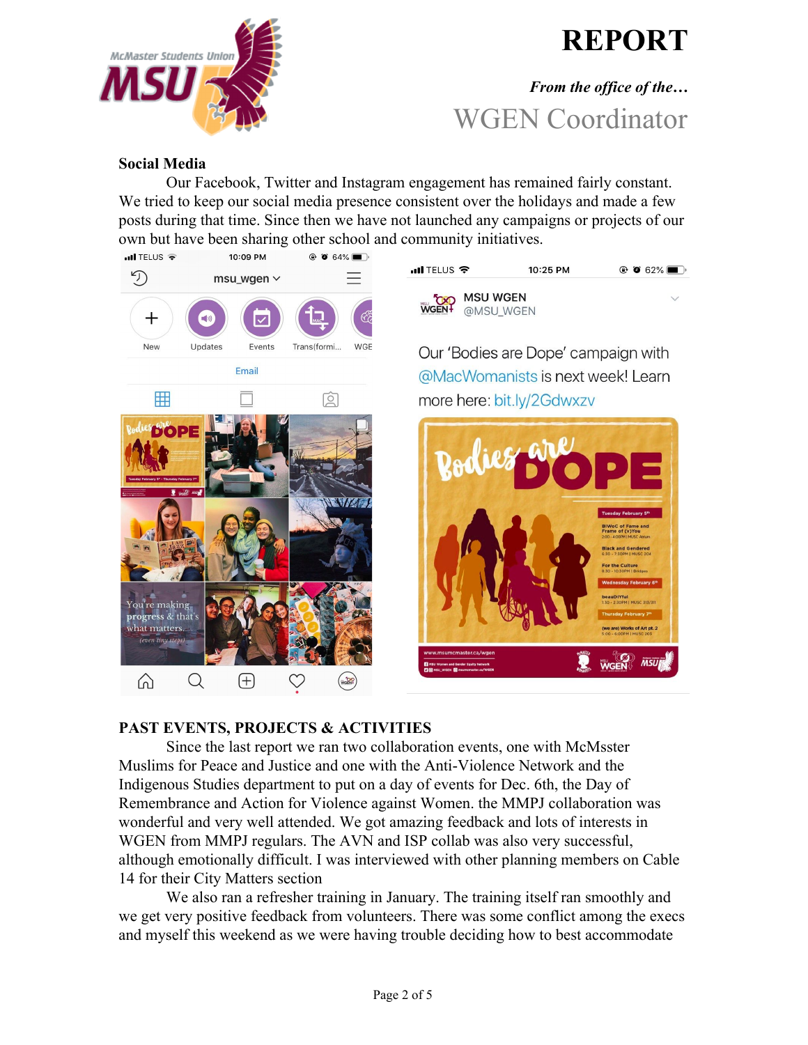# REPORT

*From the office of the…*

WGEN Coordinator

**Social Media**

Our Facebook, Twitter and Instagram engagement has remained fairly constant. We tried to keep our social media presence consistent over the holidays and made a few posts during that time. Since then we have not launched any campaigns or projects of our own but have been sharing other school and community initiatives.

**PAST EVENTS, PROJECTS & ACTIVITIES**

Since the last report we ran two collaboration events, one with McMsster Muslims for Peace and Justice and one with the Anti-Violence Network and the Indigenous Studies department to put on a day of events for Dec. 6th, the Day of Remembrance and Action for Violence against Women. the MMPJ collaboration was wonderful and very well attended. We got amazing feedback and lots of interests in WGEN from MMPJ regulars. The AVN and ISP collab was also very successful, although emotionally difficult. I was interviewed with other planning members on Cable 14 for their City Matters section

We also ran a refresher training in January. The training itself ran smoothly and we get very positive feedback from volunteers. There was some conflict among the execs and myself this weekend as we were having trouble deciding how to best accommodate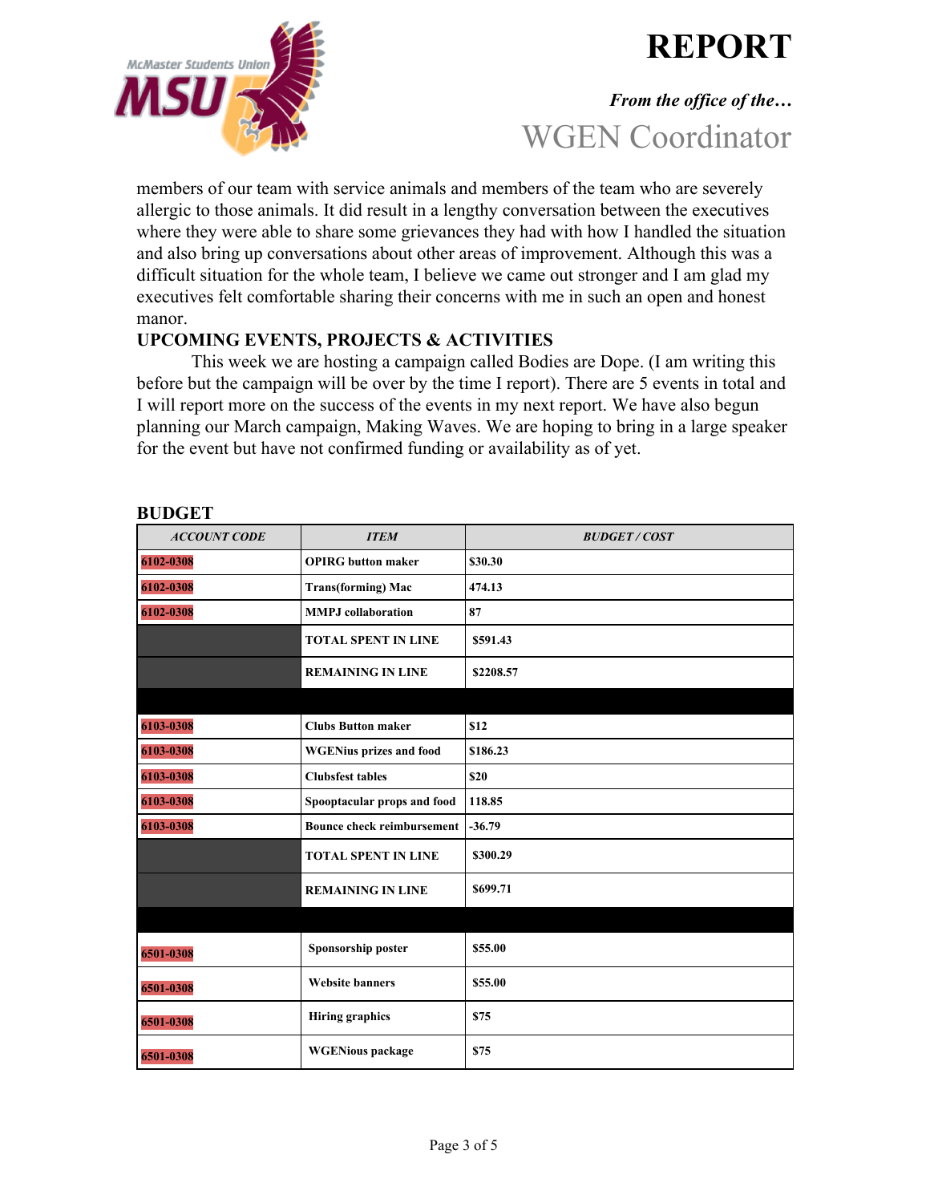members of our team with service animals and members of the team who are severely allergic to those animals. It did result in a lengthy conversation between the executives where they were able to share some grievances they had with how I handled the situation and also bring up conversations about other areas of improvement. Although this was a difficult situation for the whole team, I believe we came out stronger and I am glad my executives felt comfortable sharing their concerns with me in such an open and honest manor.

**UPCOMING EVENTS, PROJECTS & ACTIVITIES**

This week we are hosting a campaign called Bodies are Dope. (I am writing this before but the campaign will be over by the time I report). There are 5 events in total and I will report more on the success of the events in my next report. We have also begun planning our March campaign, Making Waves. We are hoping to bring in a large speaker for the event but have not confirmed funding or availability as of yet.

**BUDGET**

| *ACCOUNT CODE* | *ITEM* | *BUDGET / COST* |
|---|---|---|
| 6102-0308 | **OPIRG button maker** | **$30.30** |
| 6102-0308 | **Trans(forming) Mac** | **474.13** |
| 6102-0308 | **MMPJ collaboration** | **87** |
| | **TOTAL SPENT IN LINE** | **$591.43** |
| | **REMAINING IN LINE** | **$2208.57** |
| | | |
| 6103-0308 | **Clubs Button maker** | **$12** |
| 6103-0308 | **WGENius prizes and food** | **$186.23** |
| 6103-0308 | **Clubsfest tables** | **$20** |
| 6103-0308 | **Spooptacular props and food** | **118.85** |
| 6103-0308 | **Bounce check reimbursement** | **-36.79** |
| | **TOTAL SPENT IN LINE** | **$300.29** |
| | **REMAINING IN LINE** | **$699.71** |
| | | |
| 6501-0308 | **Sponsorship poster** | **$55.00** |
| 6501-0308 | **Website banners** | **$55.00** |
| 6501-0308 | **Hiring graphics** | **$75** |
| 6501-0308 | **WGENious package** | **$75** |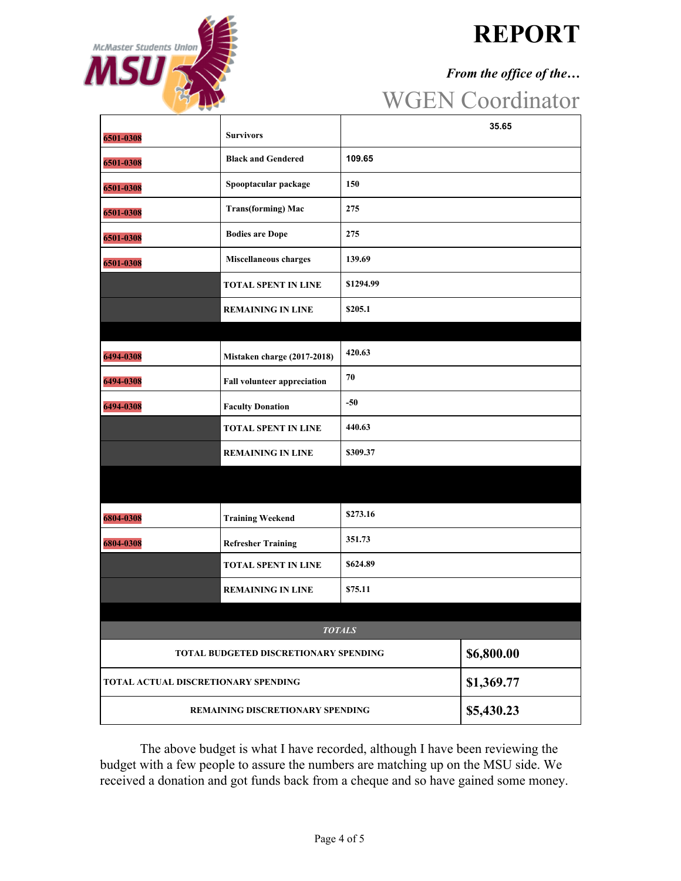| | | | |
|---|---|---|---|
| 6501-0308 | Survivors | | 35.65 |
| 6501-0308 | Black and Gendered | 109.65 | |
| 6501-0308 | Spooptacular package | 150 | |
| 6501-0308 | Trans(forming) Mac | 275 | |
| 6501-0308 | Bodies are Dope | 275 | |
| 6501-0308 | Miscellaneous charges | 139.69 | |
| | TOTAL SPENT IN LINE | $1294.99 | |
| | REMAINING IN LINE | $205.1 | |
| | | | |
| 6494-0308 | Mistaken charge (2017-2018) | 420.63 | |
| 6494-0308 | Fall volunteer appreciation | 70 | |
| 6494-0308 | Faculty Donation | -50 | |
| | TOTAL SPENT IN LINE | 440.63 | |
| | REMAINING IN LINE | $309.37 | |
| | | | |
| 6804-0308 | Training Weekend | $273.16 | |
| 6804-0308 | Refresher Training | 351.73 | |
| | TOTAL SPENT IN LINE | $624.89 | |
| | REMAINING IN LINE | $75.11 | |
| | | | |
| *TOTALS* | | | |
| TOTAL BUDGETED DISCRETIONARY SPENDING | | | $6,800.00 |
| TOTAL ACTUAL DISCRETIONARY SPENDING | | | $1,369.77 |
| REMAINING DISCRETIONARY SPENDING | | | $5,430.23 |

The above budget is what I have recorded, although I have been reviewing the budget with a few people to assure the numbers are matching up on the MSU side. We received a donation and got funds back from a cheque and so have gained some money.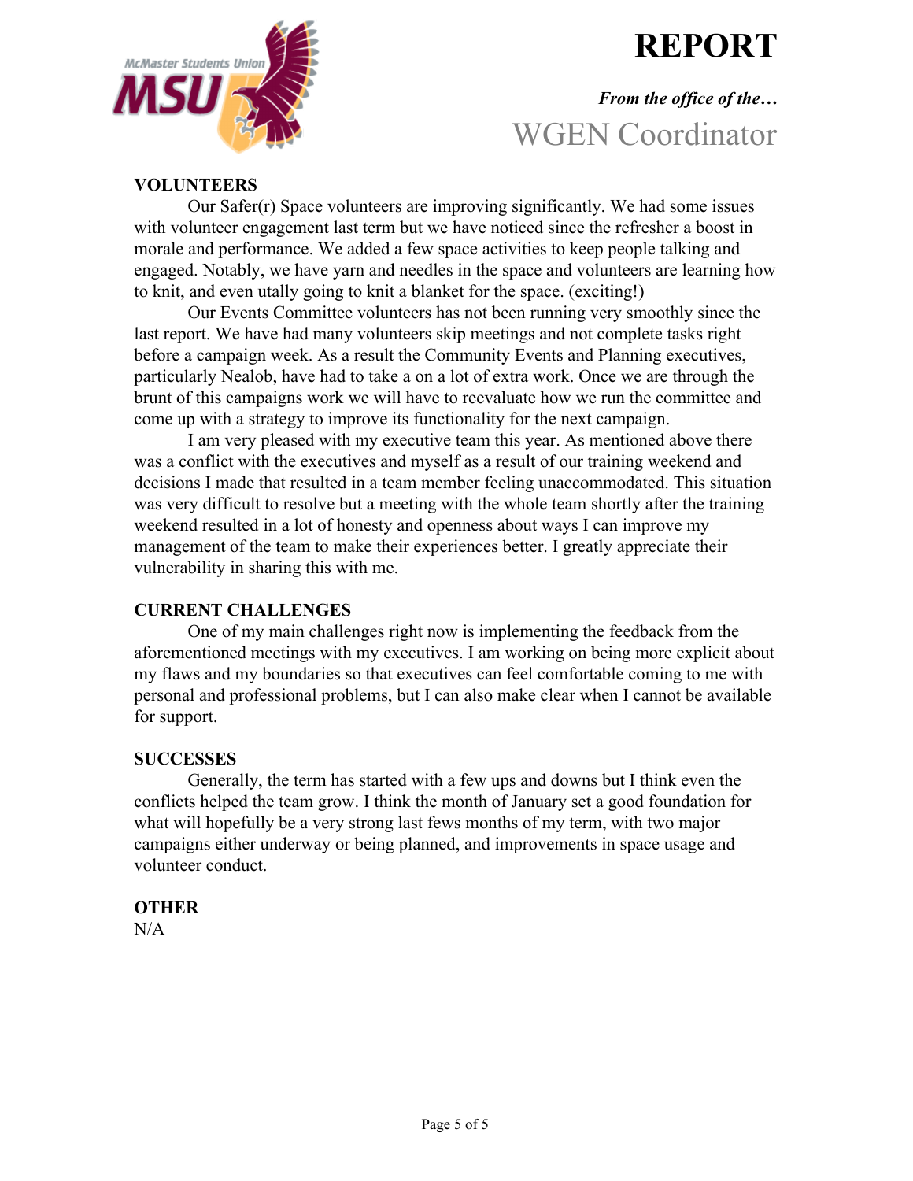# REPORT

*From the office of the…*

WGEN Coordinator

**VOLUNTEERS**

Our Safer(r) Space volunteers are improving significantly. We had some issues with volunteer engagement last term but we have noticed since the refresher a boost in morale and performance. We added a few space activities to keep people talking and engaged. Notably, we have yarn and needles in the space and volunteers are learning how to knit, and even utally going to knit a blanket for the space. (exciting!)

Our Events Committee volunteers has not been running very smoothly since the last report. We have had many volunteers skip meetings and not complete tasks right before a campaign week. As a result the Community Events and Planning executives, particularly Nealob, have had to take a on a lot of extra work. Once we are through the brunt of this campaigns work we will have to reevaluate how we run the committee and come up with a strategy to improve its functionality for the next campaign.

I am very pleased with my executive team this year. As mentioned above there was a conflict with the executives and myself as a result of our training weekend and decisions I made that resulted in a team member feeling unaccommodated. This situation was very difficult to resolve but a meeting with the whole team shortly after the training weekend resulted in a lot of honesty and openness about ways I can improve my management of the team to make their experiences better. I greatly appreciate their vulnerability in sharing this with me.

**CURRENT CHALLENGES**

One of my main challenges right now is implementing the feedback from the aforementioned meetings with my executives. I am working on being more explicit about my flaws and my boundaries so that executives can feel comfortable coming to me with personal and professional problems, but I can also make clear when I cannot be available for support.

**SUCCESSES**

Generally, the term has started with a few ups and downs but I think even the conflicts helped the team grow. I think the month of January set a good foundation for what will hopefully be a very strong last fews months of my term, with two major campaigns either underway or being planned, and improvements in space usage and volunteer conduct.

**OTHER**

N/A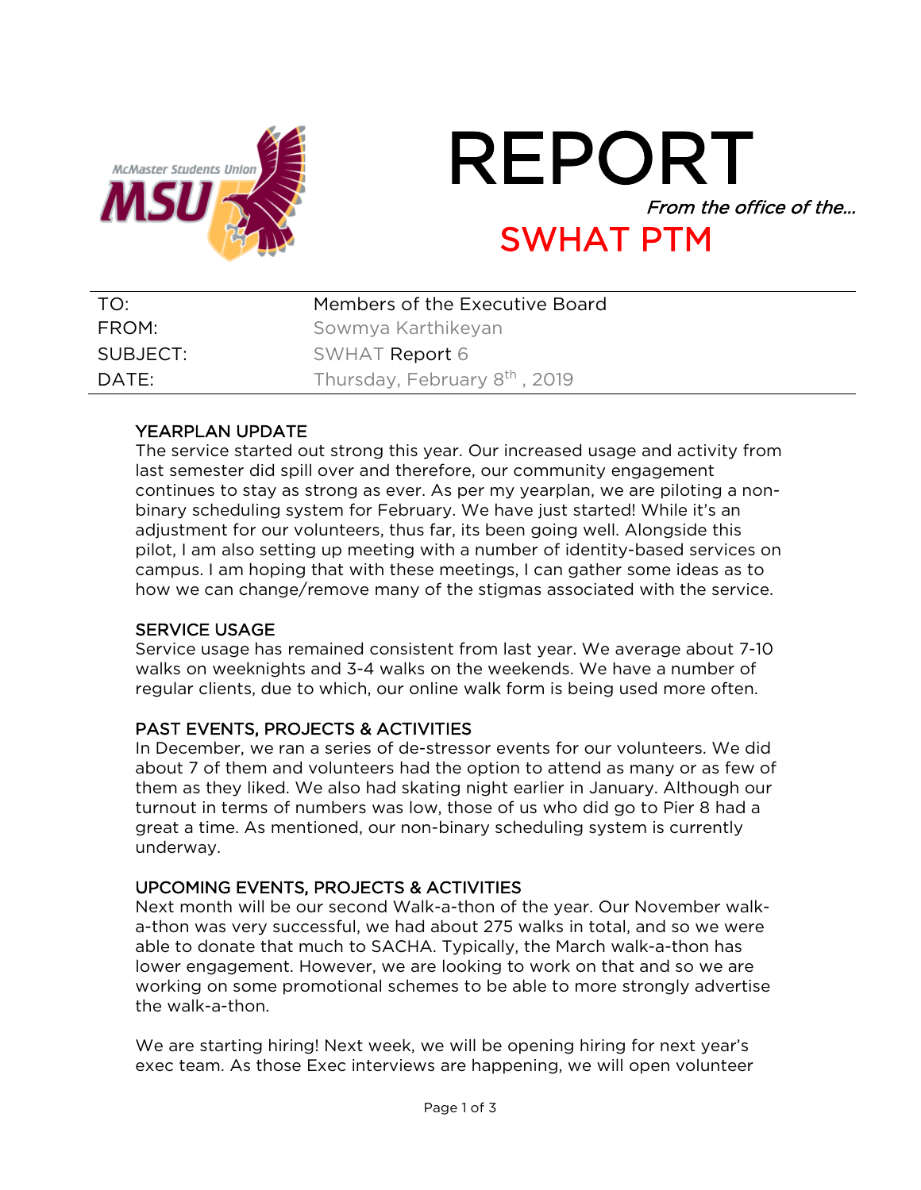# REPORT

*From the office of the…*

## SWHAT PTM

| TO: | Members of the Executive Board |
|---|---|
| FROM: | Sowmya Karthikeyan |
| SUBJECT: | SWHAT Report 6 |
| DATE: | Thursday, February 8th , 2019 |

### YEARPLAN UPDATE

The service started out strong this year. Our increased usage and activity from last semester did spill over and therefore, our community engagement continues to stay as strong as ever. As per my yearplan, we are piloting a non-binary scheduling system for February. We have just started! While it's an adjustment for our volunteers, thus far, its been going well. Alongside this pilot, I am also setting up meeting with a number of identity-based services on campus. I am hoping that with these meetings, I can gather some ideas as to how we can change/remove many of the stigmas associated with the service.

### SERVICE USAGE

Service usage has remained consistent from last year. We average about 7-10 walks on weeknights and 3-4 walks on the weekends. We have a number of regular clients, due to which, our online walk form is being used more often.

### PAST EVENTS, PROJECTS & ACTIVITIES

In December, we ran a series of de-stressor events for our volunteers. We did about 7 of them and volunteers had the option to attend as many or as few of them as they liked. We also had skating night earlier in January. Although our turnout in terms of numbers was low, those of us who did go to Pier 8 had a great a time. As mentioned, our non-binary scheduling system is currently underway.

### UPCOMING EVENTS, PROJECTS & ACTIVITIES

Next month will be our second Walk-a-thon of the year. Our November walk-a-thon was very successful, we had about 275 walks in total, and so we were able to donate that much to SACHA. Typically, the March walk-a-thon has lower engagement. However, we are looking to work on that and so we are working on some promotional schemes to be able to more strongly advertise the walk-a-thon.

We are starting hiring! Next week, we will be opening hiring for next year's exec team. As those Exec interviews are happening, we will open volunteer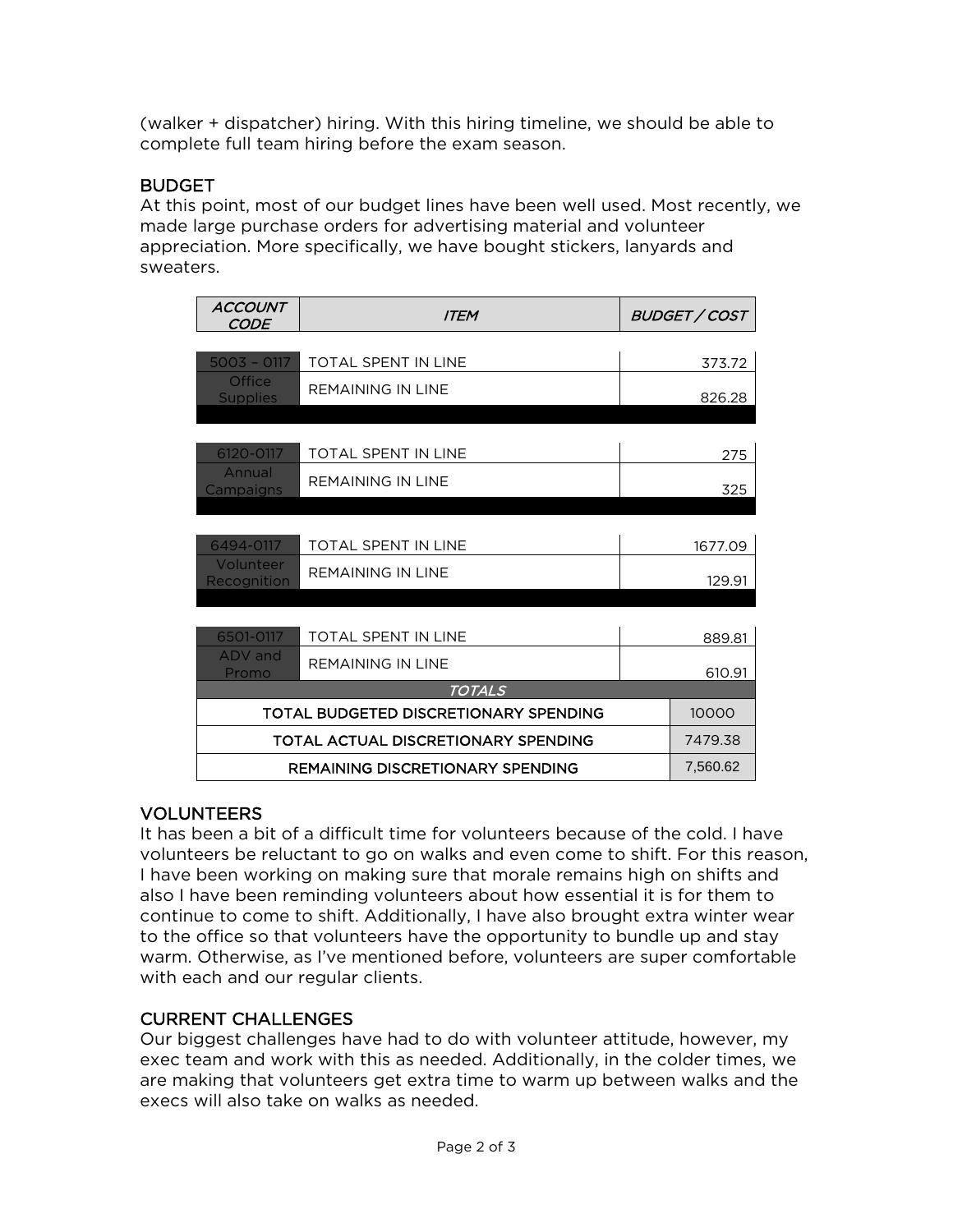(walker + dispatcher) hiring. With this hiring timeline, we should be able to complete full team hiring before the exam season.

## BUDGET

At this point, most of our budget lines have been well used. Most recently, we made large purchase orders for advertising material and volunteer appreciation. More specifically, we have bought stickers, lanyards and sweaters.

| *ACCOUNT CODE* | *ITEM* | *BUDGET / COST* |
|---|---|---|
| 5003 – 0117 | TOTAL SPENT IN LINE | 373.72 |
| Office Supplies | REMAINING IN LINE | 826.28 |
| 6120-0117 | TOTAL SPENT IN LINE | 275 |
| Annual Campaigns | REMAINING IN LINE | 325 |
| 6494-0117 | TOTAL SPENT IN LINE | 1677.09 |
| Volunteer Recognition | REMAINING IN LINE | 129.91 |
| 6501-0117 | TOTAL SPENT IN LINE | 889.81 |
| ADV and Promo | REMAINING IN LINE | 610.91 |
| *TOTALS* | | |
| TOTAL BUDGETED DISCRETIONARY SPENDING | | 10000 |
| TOTAL ACTUAL DISCRETIONARY SPENDING | | 7479.38 |
| REMAINING DISCRETIONARY SPENDING | | 7,560.62 |

## VOLUNTEERS

It has been a bit of a difficult time for volunteers because of the cold. I have volunteers be reluctant to go on walks and even come to shift. For this reason, I have been working on making sure that morale remains high on shifts and also I have been reminding volunteers about how essential it is for them to continue to come to shift. Additionally, I have also brought extra winter wear to the office so that volunteers have the opportunity to bundle up and stay warm. Otherwise, as I've mentioned before, volunteers are super comfortable with each and our regular clients.

## CURRENT CHALLENGES

Our biggest challenges have had to do with volunteer attitude, however, my exec team and work with this as needed. Additionally, in the colder times, we are making that volunteers get extra time to warm up between walks and the execs will also take on walks as needed.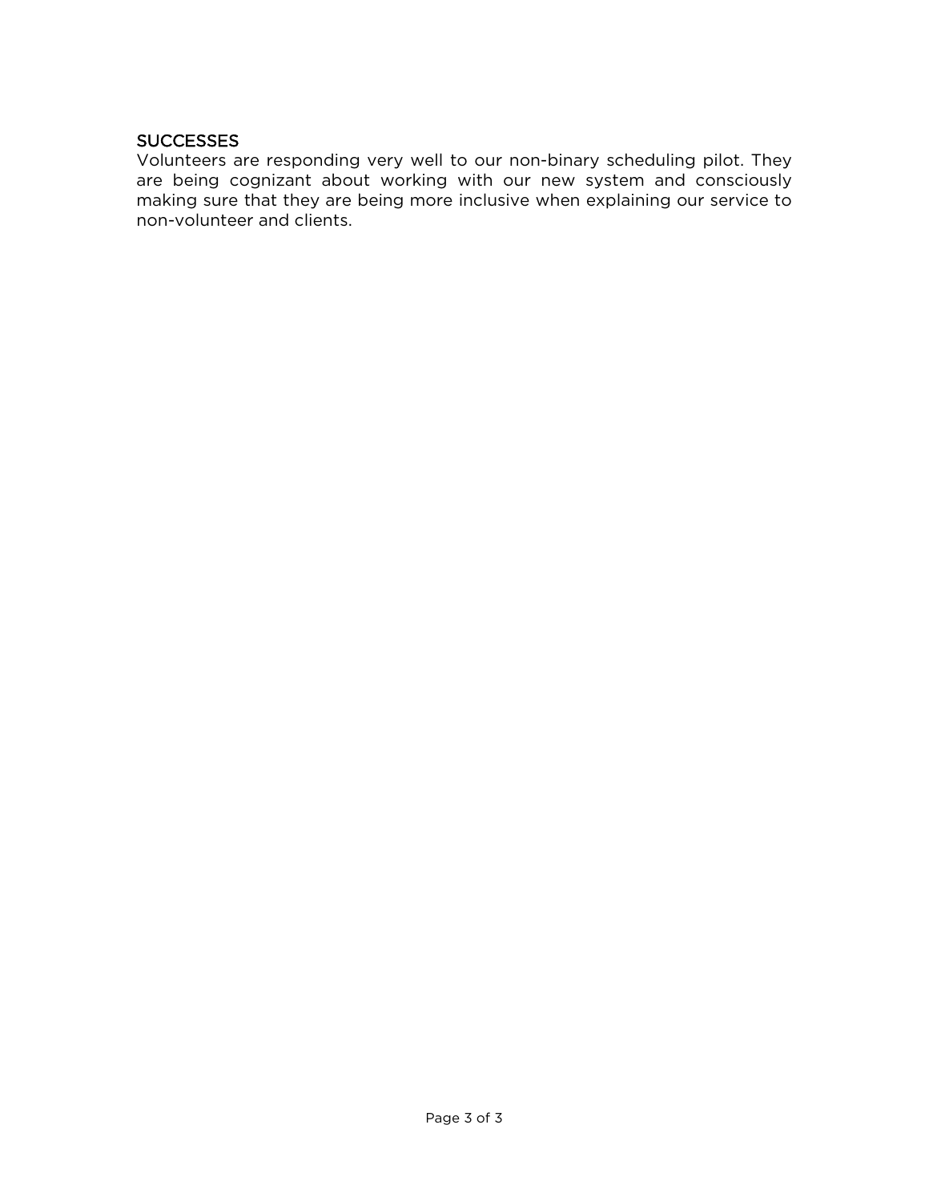## SUCCESSES

Volunteers are responding very well to our non-binary scheduling pilot. They are being cognizant about working with our new system and consciously making sure that they are being more inclusive when explaining our service to non-volunteer and clients.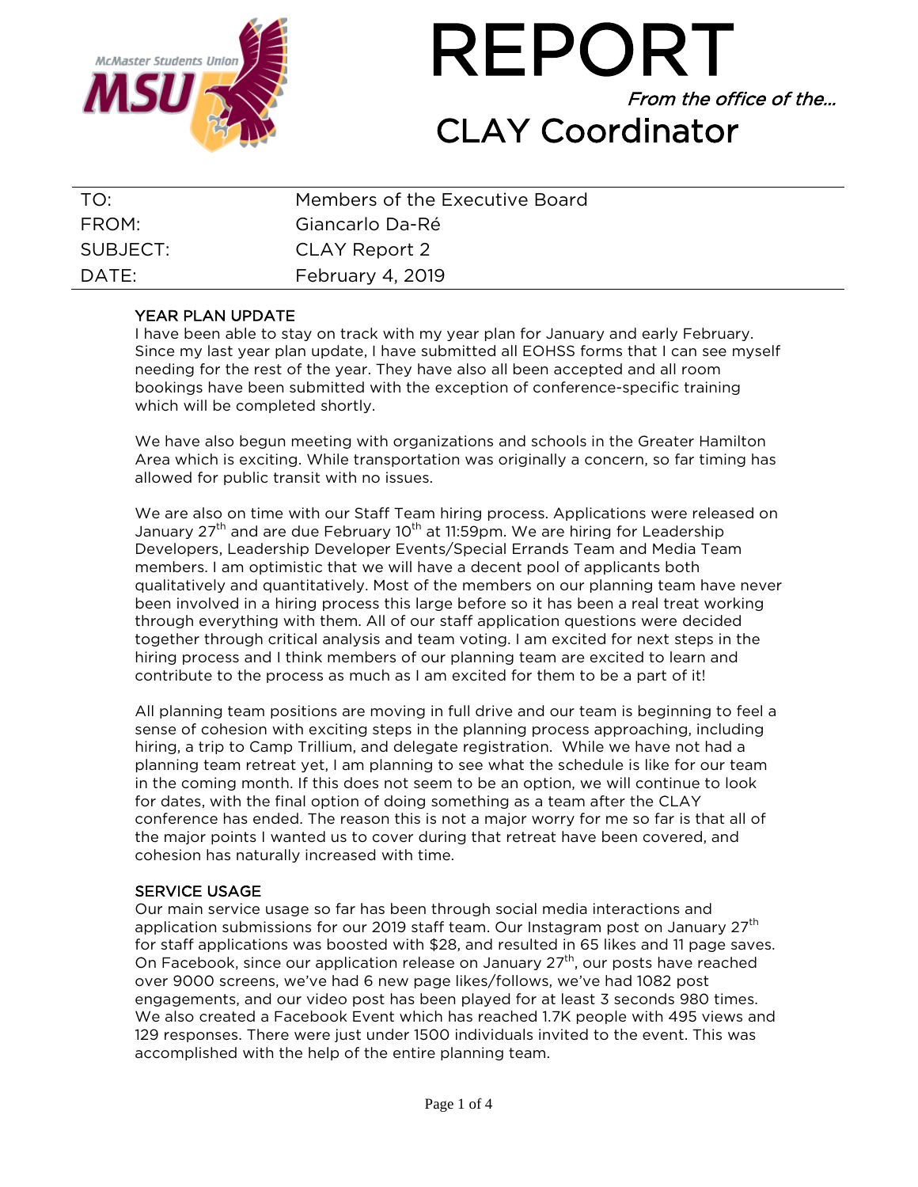# REPORT

*From the office of the…*

## CLAY Coordinator

| | |
|---|---|
| TO: | Members of the Executive Board |
| FROM: | Giancarlo Da-Ré |
| SUBJECT: | CLAY Report 2 |
| DATE: | February 4, 2019 |

### YEAR PLAN UPDATE

I have been able to stay on track with my year plan for January and early February. Since my last year plan update, I have submitted all EOHSS forms that I can see myself needing for the rest of the year. They have also all been accepted and all room bookings have been submitted with the exception of conference-specific training which will be completed shortly.

We have also begun meeting with organizations and schools in the Greater Hamilton Area which is exciting. While transportation was originally a concern, so far timing has allowed for public transit with no issues.

We are also on time with our Staff Team hiring process. Applications were released on January 27th and are due February 10th at 11:59pm. We are hiring for Leadership Developers, Leadership Developer Events/Special Errands Team and Media Team members. I am optimistic that we will have a decent pool of applicants both qualitatively and quantitatively. Most of the members on our planning team have never been involved in a hiring process this large before so it has been a real treat working through everything with them. All of our staff application questions were decided together through critical analysis and team voting. I am excited for next steps in the hiring process and I think members of our planning team are excited to learn and contribute to the process as much as I am excited for them to be a part of it!

All planning team positions are moving in full drive and our team is beginning to feel a sense of cohesion with exciting steps in the planning process approaching, including hiring, a trip to Camp Trillium, and delegate registration. While we have not had a planning team retreat yet, I am planning to see what the schedule is like for our team in the coming month. If this does not seem to be an option, we will continue to look for dates, with the final option of doing something as a team after the CLAY conference has ended. The reason this is not a major worry for me so far is that all of the major points I wanted us to cover during that retreat have been covered, and cohesion has naturally increased with time.

### SERVICE USAGE

Our main service usage so far has been through social media interactions and application submissions for our 2019 staff team. Our Instagram post on January 27th for staff applications was boosted with $28, and resulted in 65 likes and 11 page saves. On Facebook, since our application release on January 27th, our posts have reached over 9000 screens, we've had 6 new page likes/follows, we've had 1082 post engagements, and our video post has been played for at least 3 seconds 980 times. We also created a Facebook Event which has reached 1.7K people with 495 views and 129 responses. There were just under 1500 individuals invited to the event. This was accomplished with the help of the entire planning team.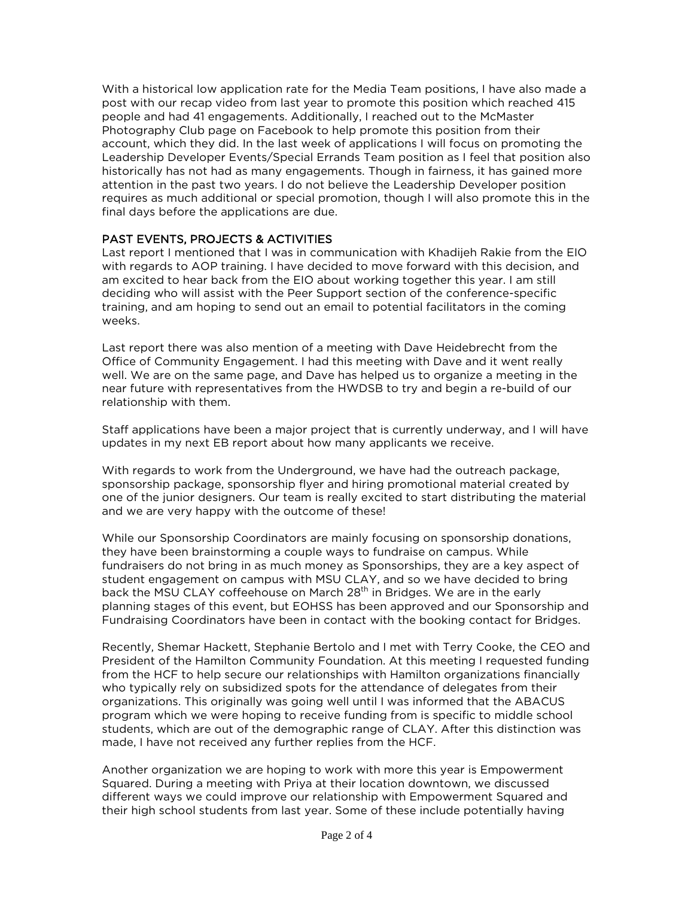With a historical low application rate for the Media Team positions, I have also made a post with our recap video from last year to promote this position which reached 415 people and had 41 engagements. Additionally, I reached out to the McMaster Photography Club page on Facebook to help promote this position from their account, which they did. In the last week of applications I will focus on promoting the Leadership Developer Events/Special Errands Team position as I feel that position also historically has not had as many engagements. Though in fairness, it has gained more attention in the past two years. I do not believe the Leadership Developer position requires as much additional or special promotion, though I will also promote this in the final days before the applications are due.

## PAST EVENTS, PROJECTS & ACTIVITIES

Last report I mentioned that I was in communication with Khadijeh Rakie from the EIO with regards to AOP training. I have decided to move forward with this decision, and am excited to hear back from the EIO about working together this year. I am still deciding who will assist with the Peer Support section of the conference-specific training, and am hoping to send out an email to potential facilitators in the coming weeks.

Last report there was also mention of a meeting with Dave Heidebrecht from the Office of Community Engagement. I had this meeting with Dave and it went really well. We are on the same page, and Dave has helped us to organize a meeting in the near future with representatives from the HWDSB to try and begin a re-build of our relationship with them.

Staff applications have been a major project that is currently underway, and I will have updates in my next EB report about how many applicants we receive.

With regards to work from the Underground, we have had the outreach package, sponsorship package, sponsorship flyer and hiring promotional material created by one of the junior designers. Our team is really excited to start distributing the material and we are very happy with the outcome of these!

While our Sponsorship Coordinators are mainly focusing on sponsorship donations, they have been brainstorming a couple ways to fundraise on campus. While fundraisers do not bring in as much money as Sponsorships, they are a key aspect of student engagement on campus with MSU CLAY, and so we have decided to bring back the MSU CLAY coffeehouse on March 28th in Bridges. We are in the early planning stages of this event, but EOHSS has been approved and our Sponsorship and Fundraising Coordinators have been in contact with the booking contact for Bridges.

Recently, Shemar Hackett, Stephanie Bertolo and I met with Terry Cooke, the CEO and President of the Hamilton Community Foundation. At this meeting I requested funding from the HCF to help secure our relationships with Hamilton organizations financially who typically rely on subsidized spots for the attendance of delegates from their organizations. This originally was going well until I was informed that the ABACUS program which we were hoping to receive funding from is specific to middle school students, which are out of the demographic range of CLAY. After this distinction was made, I have not received any further replies from the HCF.

Another organization we are hoping to work with more this year is Empowerment Squared. During a meeting with Priya at their location downtown, we discussed different ways we could improve our relationship with Empowerment Squared and their high school students from last year. Some of these include potentially having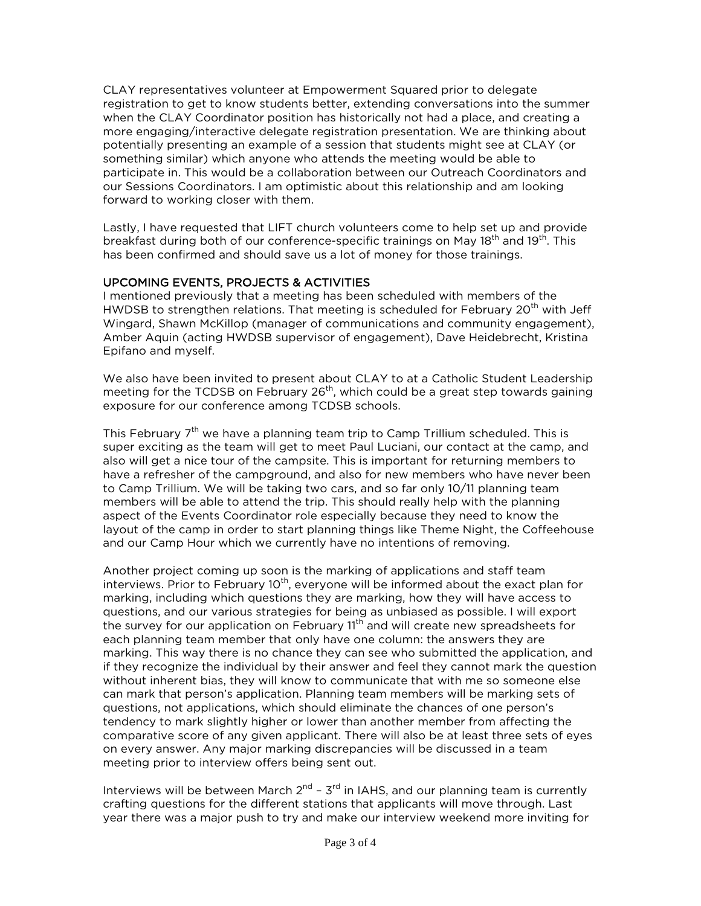CLAY representatives volunteer at Empowerment Squared prior to delegate registration to get to know students better, extending conversations into the summer when the CLAY Coordinator position has historically not had a place, and creating a more engaging/interactive delegate registration presentation. We are thinking about potentially presenting an example of a session that students might see at CLAY (or something similar) which anyone who attends the meeting would be able to participate in. This would be a collaboration between our Outreach Coordinators and our Sessions Coordinators. I am optimistic about this relationship and am looking forward to working closer with them.

Lastly, I have requested that LIFT church volunteers come to help set up and provide breakfast during both of our conference-specific trainings on May 18th and 19th. This has been confirmed and should save us a lot of money for those trainings.

## UPCOMING EVENTS, PROJECTS & ACTIVITIES

I mentioned previously that a meeting has been scheduled with members of the HWDSB to strengthen relations. That meeting is scheduled for February 20th with Jeff Wingard, Shawn McKillop (manager of communications and community engagement), Amber Aquin (acting HWDSB supervisor of engagement), Dave Heidebrecht, Kristina Epifano and myself.

We also have been invited to present about CLAY to at a Catholic Student Leadership meeting for the TCDSB on February 26th, which could be a great step towards gaining exposure for our conference among TCDSB schools.

This February 7th we have a planning team trip to Camp Trillium scheduled. This is super exciting as the team will get to meet Paul Luciani, our contact at the camp, and also will get a nice tour of the campsite. This is important for returning members to have a refresher of the campground, and also for new members who have never been to Camp Trillium. We will be taking two cars, and so far only 10/11 planning team members will be able to attend the trip. This should really help with the planning aspect of the Events Coordinator role especially because they need to know the layout of the camp in order to start planning things like Theme Night, the Coffeehouse and our Camp Hour which we currently have no intentions of removing.

Another project coming up soon is the marking of applications and staff team interviews. Prior to February 10th, everyone will be informed about the exact plan for marking, including which questions they are marking, how they will have access to questions, and our various strategies for being as unbiased as possible. I will export the survey for our application on February 11th and will create new spreadsheets for each planning team member that only have one column: the answers they are marking. This way there is no chance they can see who submitted the application, and if they recognize the individual by their answer and feel they cannot mark the question without inherent bias, they will know to communicate that with me so someone else can mark that person's application. Planning team members will be marking sets of questions, not applications, which should eliminate the chances of one person's tendency to mark slightly higher or lower than another member from affecting the comparative score of any given applicant. There will also be at least three sets of eyes on every answer. Any major marking discrepancies will be discussed in a team meeting prior to interview offers being sent out.

Interviews will be between March 2nd – 3rd in IAHS, and our planning team is currently crafting questions for the different stations that applicants will move through. Last year there was a major push to try and make our interview weekend more inviting for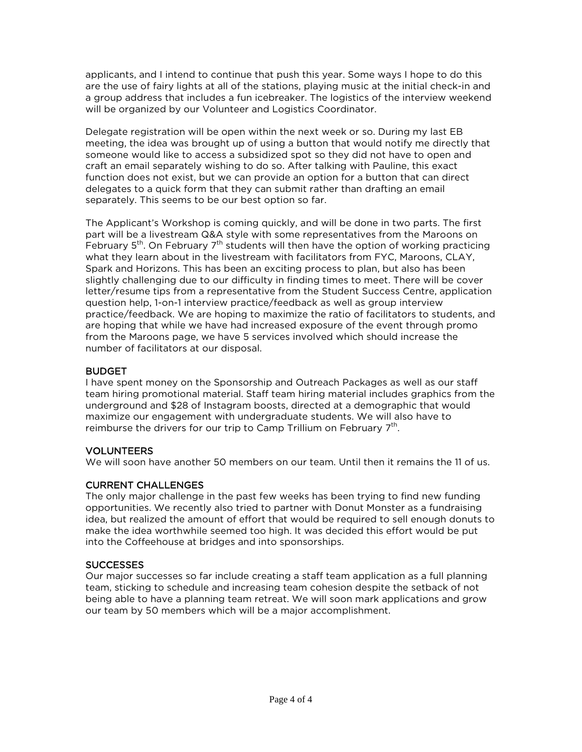applicants, and I intend to continue that push this year. Some ways I hope to do this are the use of fairy lights at all of the stations, playing music at the initial check-in and a group address that includes a fun icebreaker. The logistics of the interview weekend will be organized by our Volunteer and Logistics Coordinator.

Delegate registration will be open within the next week or so. During my last EB meeting, the idea was brought up of using a button that would notify me directly that someone would like to access a subsidized spot so they did not have to open and craft an email separately wishing to do so. After talking with Pauline, this exact function does not exist, but we can provide an option for a button that can direct delegates to a quick form that they can submit rather than drafting an email separately. This seems to be our best option so far.

The Applicant's Workshop is coming quickly, and will be done in two parts. The first part will be a livestream Q&A style with some representatives from the Maroons on February 5th. On February 7th students will then have the option of working practicing what they learn about in the livestream with facilitators from FYC, Maroons, CLAY, Spark and Horizons. This has been an exciting process to plan, but also has been slightly challenging due to our difficulty in finding times to meet. There will be cover letter/resume tips from a representative from the Student Success Centre, application question help, 1-on-1 interview practice/feedback as well as group interview practice/feedback. We are hoping to maximize the ratio of facilitators to students, and are hoping that while we have had increased exposure of the event through promo from the Maroons page, we have 5 services involved which should increase the number of facilitators at our disposal.

### BUDGET

I have spent money on the Sponsorship and Outreach Packages as well as our staff team hiring promotional material. Staff team hiring material includes graphics from the underground and $28 of Instagram boosts, directed at a demographic that would maximize our engagement with undergraduate students. We will also have to reimburse the drivers for our trip to Camp Trillium on February 7th.

### VOLUNTEERS

We will soon have another 50 members on our team. Until then it remains the 11 of us.

### CURRENT CHALLENGES

The only major challenge in the past few weeks has been trying to find new funding opportunities. We recently also tried to partner with Donut Monster as a fundraising idea, but realized the amount of effort that would be required to sell enough donuts to make the idea worthwhile seemed too high. It was decided this effort would be put into the Coffeehouse at bridges and into sponsorships.

### SUCCESSES

Our major successes so far include creating a staff team application as a full planning team, sticking to schedule and increasing team cohesion despite the setback of not being able to have a planning team retreat. We will soon mark applications and grow our team by 50 members which will be a major accomplishment.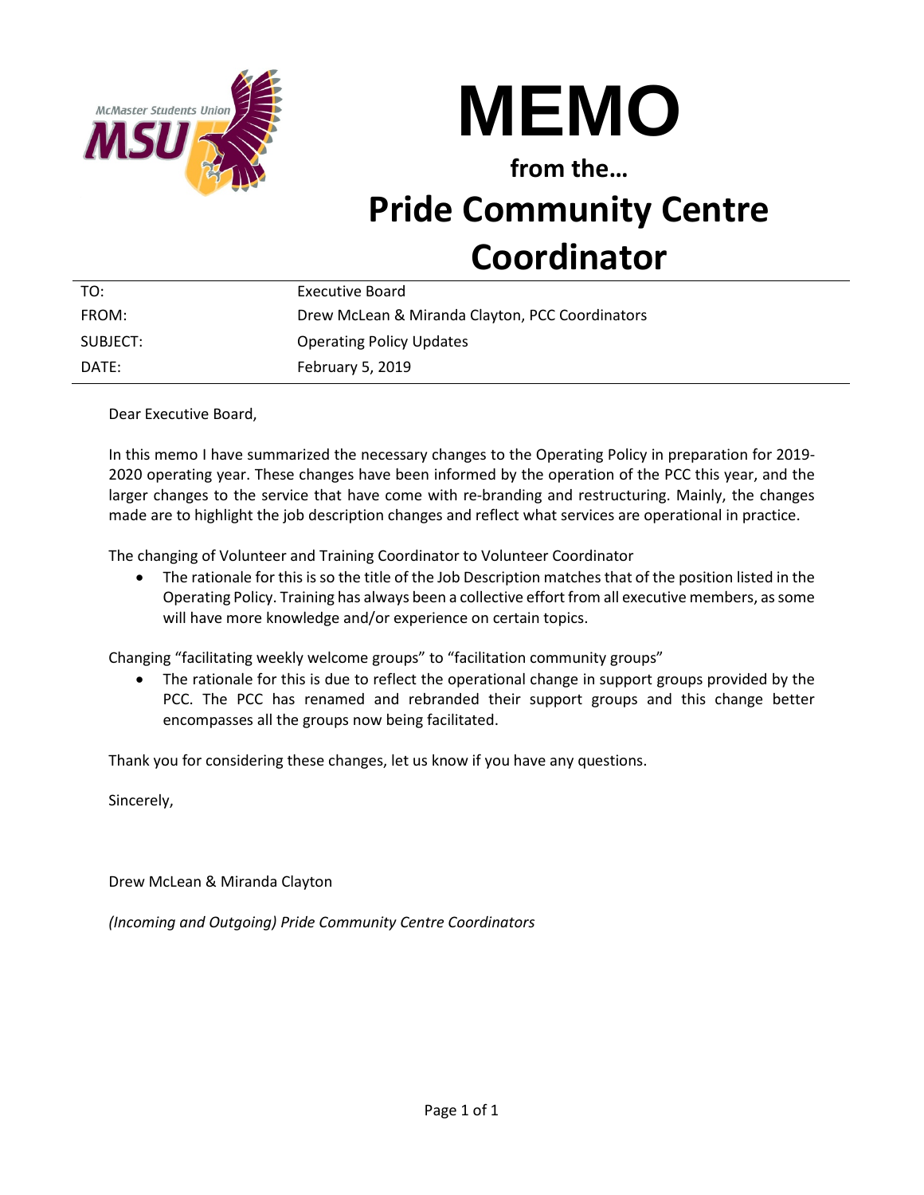# MEMO

**from the…**

## Pride Community Centre Coordinator

| | |
|---|---|
| TO: | Executive Board |
| FROM: | Drew McLean & Miranda Clayton, PCC Coordinators |
| SUBJECT: | Operating Policy Updates |
| DATE: | February 5, 2019 |

Dear Executive Board,

In this memo I have summarized the necessary changes to the Operating Policy in preparation for 2019-2020 operating year. These changes have been informed by the operation of the PCC this year, and the larger changes to the service that have come with re-branding and restructuring. Mainly, the changes made are to highlight the job description changes and reflect what services are operational in practice.

The changing of Volunteer and Training Coordinator to Volunteer Coordinator

- The rationale for this is so the title of the Job Description matches that of the position listed in the Operating Policy. Training has always been a collective effort from all executive members, as some will have more knowledge and/or experience on certain topics.

Changing "facilitating weekly welcome groups" to "facilitation community groups"

- The rationale for this is due to reflect the operational change in support groups provided by the PCC. The PCC has renamed and rebranded their support groups and this change better encompasses all the groups now being facilitated.

Thank you for considering these changes, let us know if you have any questions.

Sincerely,

Drew McLean & Miranda Clayton

*(Incoming and Outgoing) Pride Community Centre Coordinators*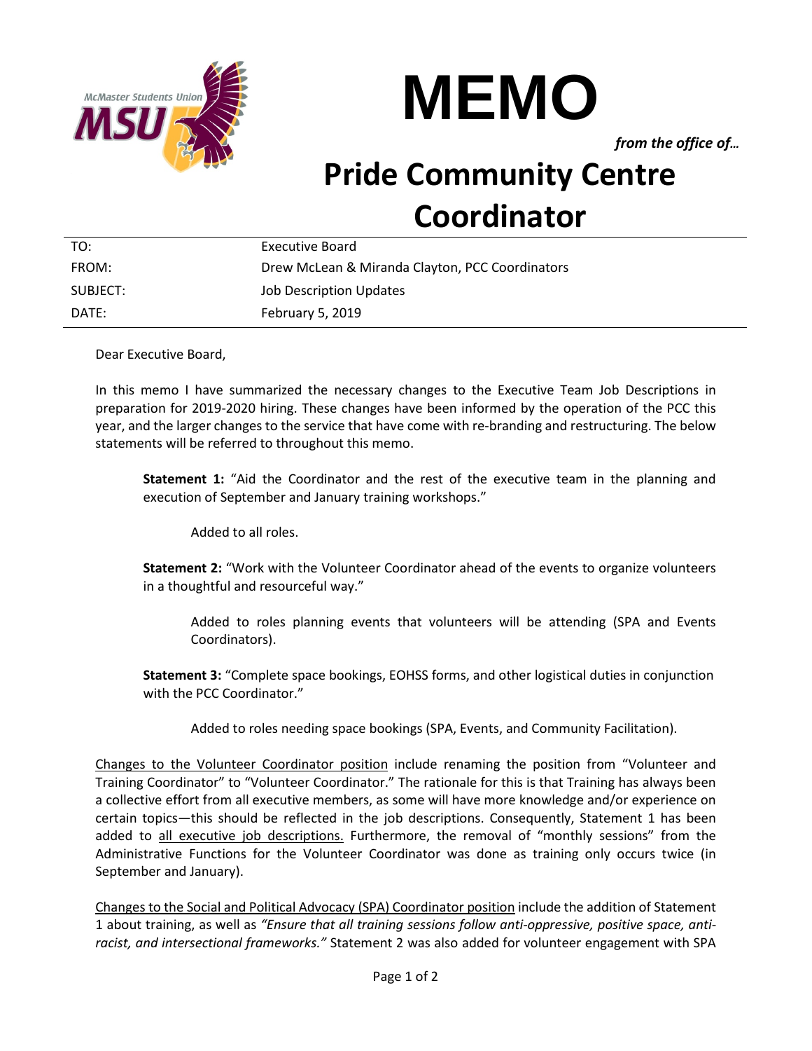# MEMO

*from the office of…*

# Pride Community Centre Coordinator

| | |
|---|---|
| TO: | Executive Board |
| FROM: | Drew McLean & Miranda Clayton, PCC Coordinators |
| SUBJECT: | Job Description Updates |
| DATE: | February 5, 2019 |

Dear Executive Board,

In this memo I have summarized the necessary changes to the Executive Team Job Descriptions in preparation for 2019-2020 hiring. These changes have been informed by the operation of the PCC this year, and the larger changes to the service that have come with re-branding and restructuring. The below statements will be referred to throughout this memo.

> **Statement 1:** "Aid the Coordinator and the rest of the executive team in the planning and execution of September and January training workshops."
>
> > Added to all roles.
>
> **Statement 2:** "Work with the Volunteer Coordinator ahead of the events to organize volunteers in a thoughtful and resourceful way."
>
> > Added to roles planning events that volunteers will be attending (SPA and Events Coordinators).
>
> **Statement 3:** "Complete space bookings, EOHSS forms, and other logistical duties in conjunction with the PCC Coordinator."
>
> > Added to roles needing space bookings (SPA, Events, and Community Facilitation).

<u>Changes to the Volunteer Coordinator position</u> include renaming the position from "Volunteer and Training Coordinator" to "Volunteer Coordinator." The rationale for this is that Training has always been a collective effort from all executive members, as some will have more knowledge and/or experience on certain topics—this should be reflected in the job descriptions. Consequently, Statement 1 has been added to <u>all executive job descriptions.</u> Furthermore, the removal of "monthly sessions" from the Administrative Functions for the Volunteer Coordinator was done as training only occurs twice (in September and January).

<u>Changes to the Social and Political Advocacy (SPA) Coordinator position</u> include the addition of Statement 1 about training, as well as *"Ensure that all training sessions follow anti-oppressive, positive space, anti-racist, and intersectional frameworks."* Statement 2 was also added for volunteer engagement with SPA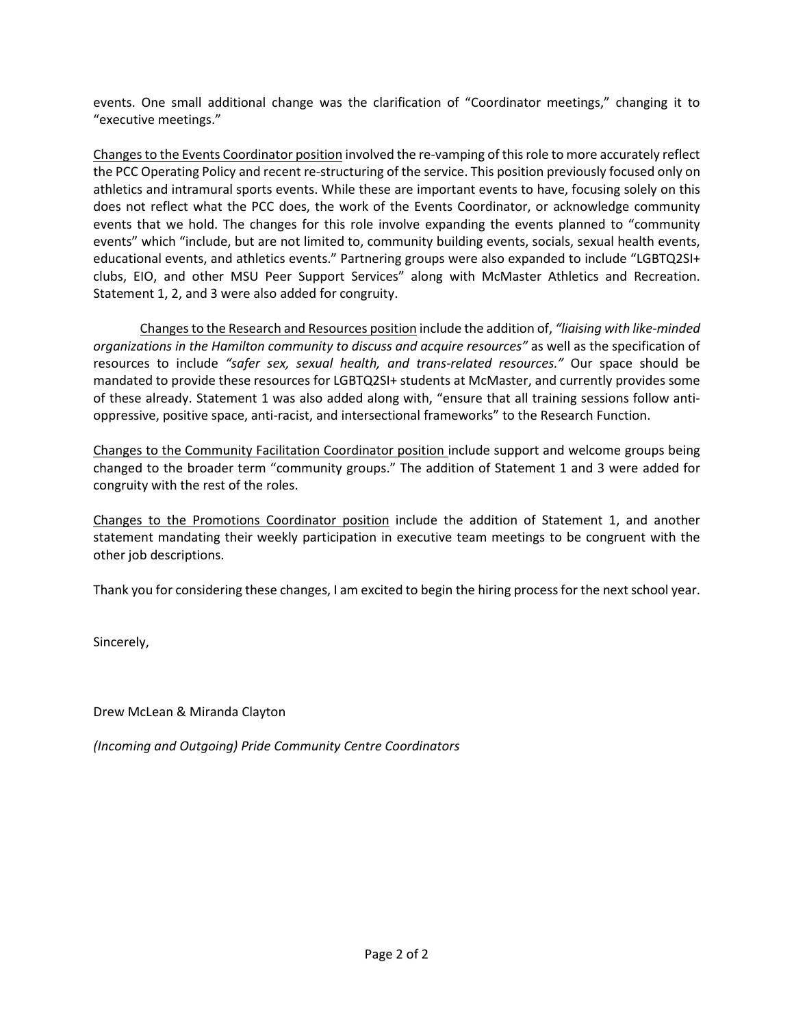events. One small additional change was the clarification of "Coordinator meetings," changing it to "executive meetings."

Changes to the Events Coordinator position involved the re-vamping of this role to more accurately reflect the PCC Operating Policy and recent re-structuring of the service. This position previously focused only on athletics and intramural sports events. While these are important events to have, focusing solely on this does not reflect what the PCC does, the work of the Events Coordinator, or acknowledge community events that we hold. The changes for this role involve expanding the events planned to "community events" which "include, but are not limited to, community building events, socials, sexual health events, educational events, and athletics events." Partnering groups were also expanded to include "LGBTQ2SI+ clubs, EIO, and other MSU Peer Support Services" along with McMaster Athletics and Recreation. Statement 1, 2, and 3 were also added for congruity.

Changes to the Research and Resources position include the addition of, *"liaising with like-minded organizations in the Hamilton community to discuss and acquire resources"* as well as the specification of resources to include *"safer sex, sexual health, and trans-related resources."* Our space should be mandated to provide these resources for LGBTQ2SI+ students at McMaster, and currently provides some of these already. Statement 1 was also added along with, "ensure that all training sessions follow anti-oppressive, positive space, anti-racist, and intersectional frameworks" to the Research Function.

Changes to the Community Facilitation Coordinator position include support and welcome groups being changed to the broader term "community groups." The addition of Statement 1 and 3 were added for congruity with the rest of the roles.

Changes to the Promotions Coordinator position include the addition of Statement 1, and another statement mandating their weekly participation in executive team meetings to be congruent with the other job descriptions.

Thank you for considering these changes, I am excited to begin the hiring process for the next school year.

Sincerely,

Drew McLean & Miranda Clayton

*(Incoming and Outgoing) Pride Community Centre Coordinators*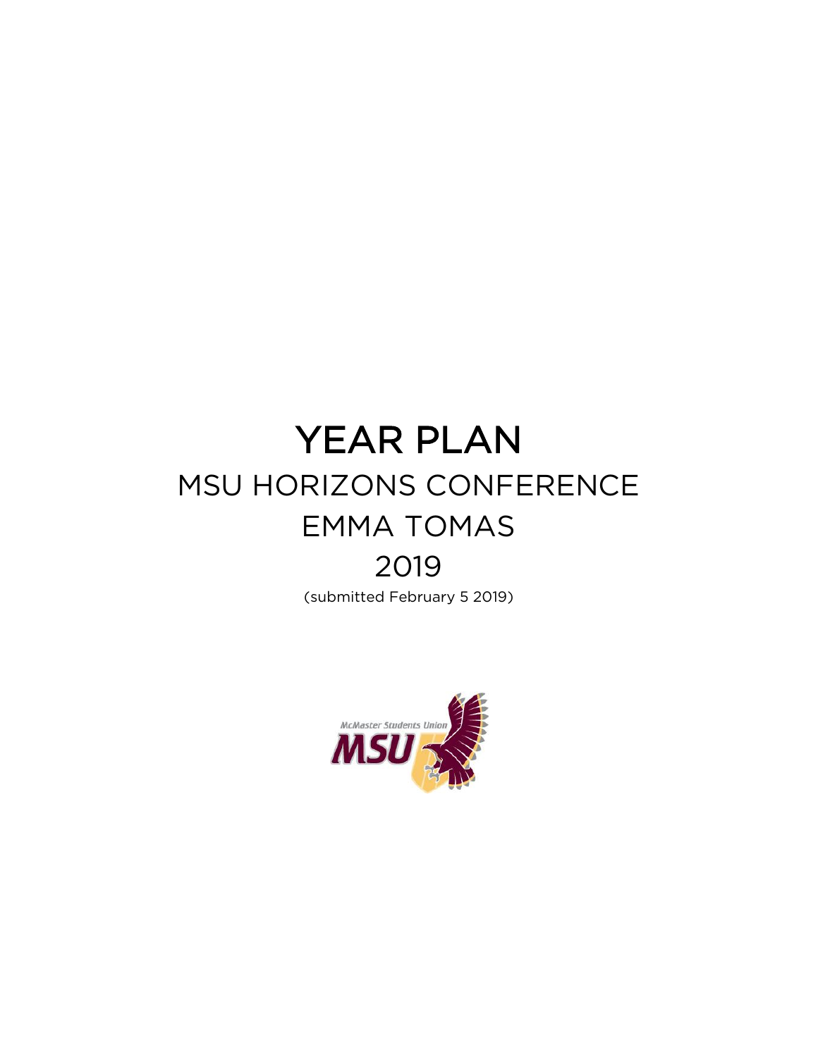# YEAR PLAN

## MSU HORIZONS CONFERENCE

## EMMA TOMAS

## 2019

(submitted February 5 2019)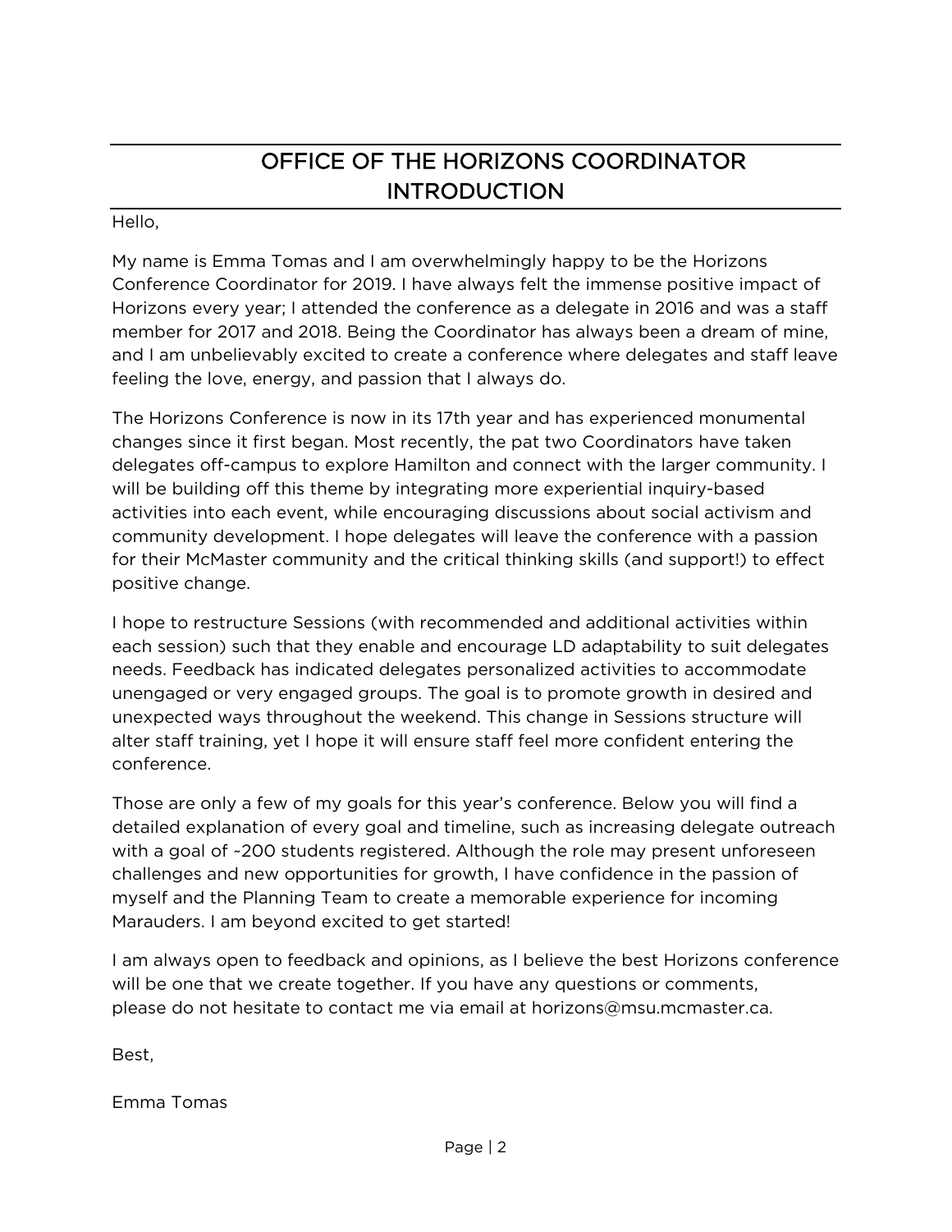# OFFICE OF THE HORIZONS COORDINATOR INTRODUCTION

Hello,

My name is Emma Tomas and I am overwhelmingly happy to be the Horizons Conference Coordinator for 2019. I have always felt the immense positive impact of Horizons every year; I attended the conference as a delegate in 2016 and was a staff member for 2017 and 2018. Being the Coordinator has always been a dream of mine, and I am unbelievably excited to create a conference where delegates and staff leave feeling the love, energy, and passion that I always do.

The Horizons Conference is now in its 17th year and has experienced monumental changes since it first began. Most recently, the pat two Coordinators have taken delegates off-campus to explore Hamilton and connect with the larger community. I will be building off this theme by integrating more experiential inquiry-based activities into each event, while encouraging discussions about social activism and community development. I hope delegates will leave the conference with a passion for their McMaster community and the critical thinking skills (and support!) to effect positive change.

I hope to restructure Sessions (with recommended and additional activities within each session) such that they enable and encourage LD adaptability to suit delegates needs. Feedback has indicated delegates personalized activities to accommodate unengaged or very engaged groups. The goal is to promote growth in desired and unexpected ways throughout the weekend. This change in Sessions structure will alter staff training, yet I hope it will ensure staff feel more confident entering the conference.

Those are only a few of my goals for this year's conference. Below you will find a detailed explanation of every goal and timeline, such as increasing delegate outreach with a goal of ~200 students registered. Although the role may present unforeseen challenges and new opportunities for growth, I have confidence in the passion of myself and the Planning Team to create a memorable experience for incoming Marauders. I am beyond excited to get started!

I am always open to feedback and opinions, as I believe the best Horizons conference will be one that we create together. If you have any questions or comments, please do not hesitate to contact me via email at horizons@msu.mcmaster.ca.

Best,

Emma Tomas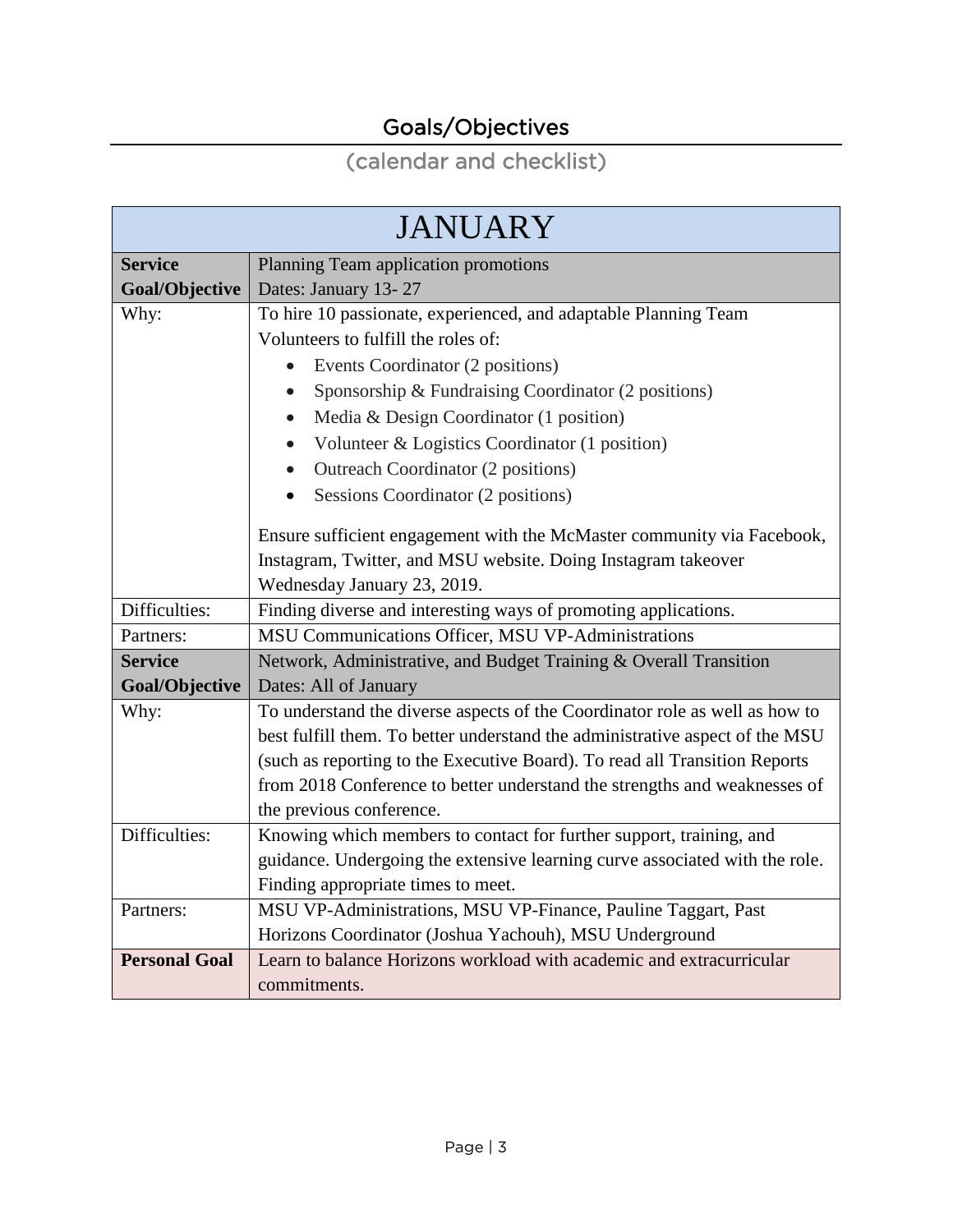## Goals/Objectives

### (calendar and checklist)

| JANUARY | |
|---|---|
| **Service Goal/Objective** | Planning Team application promotions<br>Dates: January 13- 27 |
| Why: | To hire 10 passionate, experienced, and adaptable Planning Team Volunteers to fulfill the roles of:<br>• Events Coordinator (2 positions)<br>• Sponsorship & Fundraising Coordinator (2 positions)<br>• Media & Design Coordinator (1 position)<br>• Volunteer & Logistics Coordinator (1 position)<br>• Outreach Coordinator (2 positions)<br>• Sessions Coordinator (2 positions)<br><br>Ensure sufficient engagement with the McMaster community via Facebook, Instagram, Twitter, and MSU website. Doing Instagram takeover Wednesday January 23, 2019. |
| Difficulties: | Finding diverse and interesting ways of promoting applications. |
| Partners: | MSU Communications Officer, MSU VP-Administrations |
| **Service Goal/Objective** | Network, Administrative, and Budget Training & Overall Transition<br>Dates: All of January |
| Why: | To understand the diverse aspects of the Coordinator role as well as how to best fulfill them. To better understand the administrative aspect of the MSU (such as reporting to the Executive Board). To read all Transition Reports from 2018 Conference to better understand the strengths and weaknesses of the previous conference. |
| Difficulties: | Knowing which members to contact for further support, training, and guidance. Undergoing the extensive learning curve associated with the role. Finding appropriate times to meet. |
| Partners: | MSU VP-Administrations, MSU VP-Finance, Pauline Taggart, Past Horizons Coordinator (Joshua Yachouh), MSU Underground |
| **Personal Goal** | Learn to balance Horizons workload with academic and extracurricular commitments. |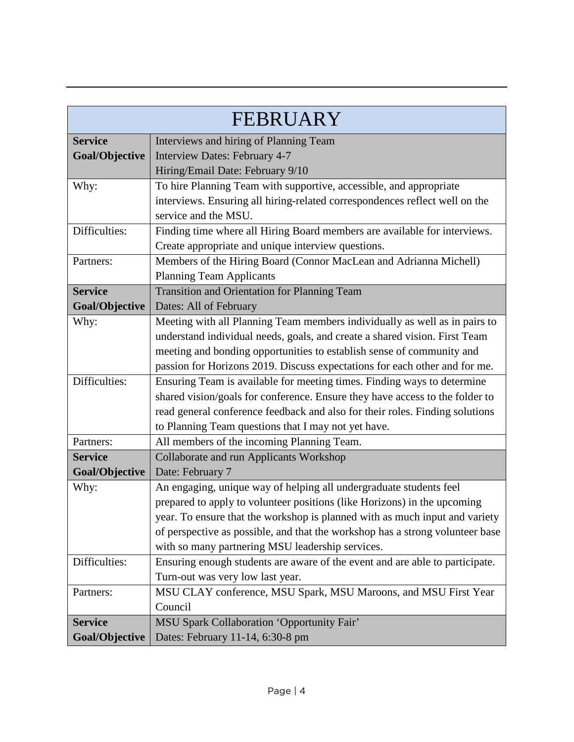| FEBRUARY | |
|---|---|
| **Service Goal/Objective** | Interviews and hiring of Planning Team<br>Interview Dates: February 4-7<br>Hiring/Email Date: February 9/10 |
| Why: | To hire Planning Team with supportive, accessible, and appropriate interviews. Ensuring all hiring-related correspondences reflect well on the service and the MSU. |
| Difficulties: | Finding time where all Hiring Board members are available for interviews. Create appropriate and unique interview questions. |
| Partners: | Members of the Hiring Board (Connor MacLean and Adrianna Michell)<br>Planning Team Applicants |
| **Service Goal/Objective** | Transition and Orientation for Planning Team<br>Dates: All of February |
| Why: | Meeting with all Planning Team members individually as well as in pairs to understand individual needs, goals, and create a shared vision. First Team meeting and bonding opportunities to establish sense of community and passion for Horizons 2019. Discuss expectations for each other and for me. |
| Difficulties: | Ensuring Team is available for meeting times. Finding ways to determine shared vision/goals for conference. Ensure they have access to the folder to read general conference feedback and also for their roles. Finding solutions to Planning Team questions that I may not yet have. |
| Partners: | All members of the incoming Planning Team. |
| **Service Goal/Objective** | Collaborate and run Applicants Workshop<br>Date: February 7 |
| Why: | An engaging, unique way of helping all undergraduate students feel prepared to apply to volunteer positions (like Horizons) in the upcoming year. To ensure that the workshop is planned with as much input and variety of perspective as possible, and that the workshop has a strong volunteer base with so many partnering MSU leadership services. |
| Difficulties: | Ensuring enough students are aware of the event and are able to participate. Turn-out was very low last year. |
| Partners: | MSU CLAY conference, MSU Spark, MSU Maroons, and MSU First Year Council |
| **Service Goal/Objective** | MSU Spark Collaboration 'Opportunity Fair'<br>Dates: February 11-14, 6:30-8 pm |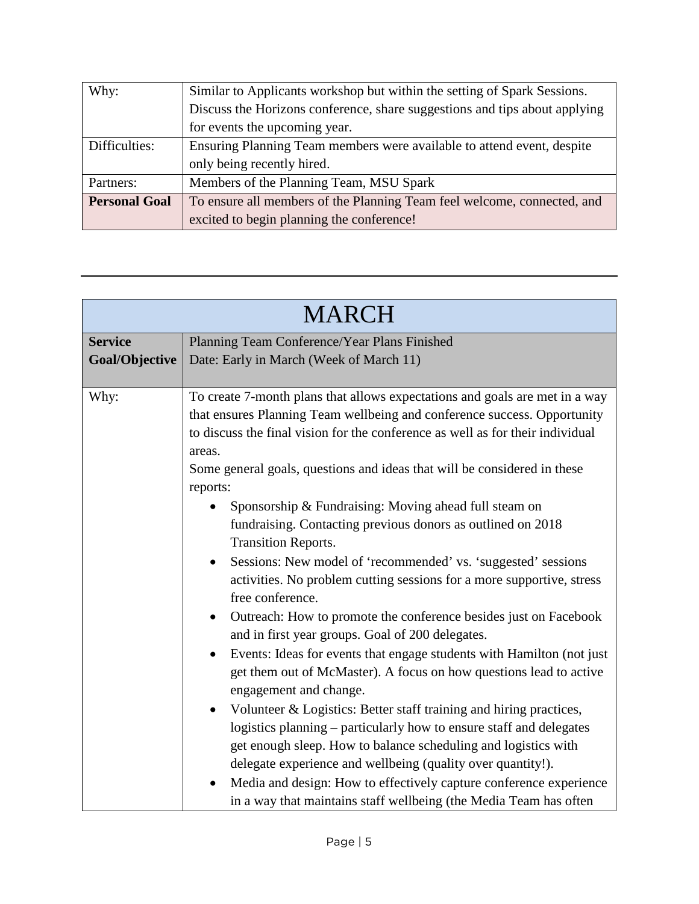| Why: | Similar to Applicants workshop but within the setting of Spark Sessions. Discuss the Horizons conference, share suggestions and tips about applying for events the upcoming year. |
|---|---|
| Difficulties: | Ensuring Planning Team members were available to attend event, despite only being recently hired. |
| Partners: | Members of the Planning Team, MSU Spark |
| **Personal Goal** | To ensure all members of the Planning Team feel welcome, connected, and excited to begin planning the conference! |

---

| MARCH | |
|---|---|
| **Service Goal/Objective** | Planning Team Conference/Year Plans Finished<br>Date: Early in March (Week of March 11) |
| Why: | To create 7-month plans that allows expectations and goals are met in a way that ensures Planning Team wellbeing and conference success. Opportunity to discuss the final vision for the conference as well as for their individual areas.<br>Some general goals, questions and ideas that will be considered in these reports:<br>• Sponsorship & Fundraising: Moving ahead full steam on fundraising. Contacting previous donors as outlined on 2018 Transition Reports.<br>• Sessions: New model of 'recommended' vs. 'suggested' sessions activities. No problem cutting sessions for a more supportive, stress free conference.<br>• Outreach: How to promote the conference besides just on Facebook and in first year groups. Goal of 200 delegates.<br>• Events: Ideas for events that engage students with Hamilton (not just get them out of McMaster). A focus on how questions lead to active engagement and change.<br>• Volunteer & Logistics: Better staff training and hiring practices, logistics planning – particularly how to ensure staff and delegates get enough sleep. How to balance scheduling and logistics with delegate experience and wellbeing (quality over quantity!).<br>• Media and design: How to effectively capture conference experience in a way that maintains staff wellbeing (the Media Team has often |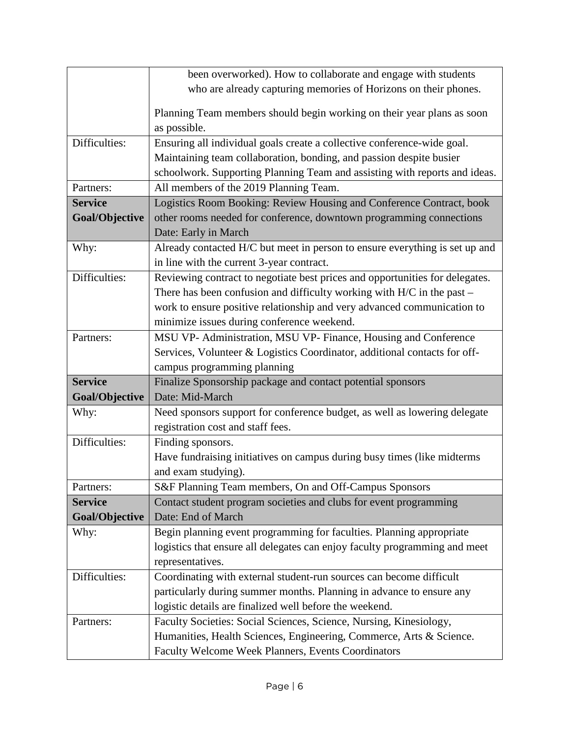| | |
|---|---|
| | been overworked). How to collaborate and engage with students who are already capturing memories of Horizons on their phones.<br><br>Planning Team members should begin working on their year plans as soon as possible. |
| Difficulties: | Ensuring all individual goals create a collective conference-wide goal. Maintaining team collaboration, bonding, and passion despite busier schoolwork. Supporting Planning Team and assisting with reports and ideas. |
| Partners: | All members of the 2019 Planning Team. |
| **Service Goal/Objective** | Logistics Room Booking: Review Housing and Conference Contract, book other rooms needed for conference, downtown programming connections<br>Date: Early in March |
| Why: | Already contacted H/C but meet in person to ensure everything is set up and in line with the current 3-year contract. |
| Difficulties: | Reviewing contract to negotiate best prices and opportunities for delegates. There has been confusion and difficulty working with H/C in the past – work to ensure positive relationship and very advanced communication to minimize issues during conference weekend. |
| Partners: | MSU VP- Administration, MSU VP- Finance, Housing and Conference Services, Volunteer & Logistics Coordinator, additional contacts for off-campus programming planning |
| **Service Goal/Objective** | Finalize Sponsorship package and contact potential sponsors<br>Date: Mid-March |
| Why: | Need sponsors support for conference budget, as well as lowering delegate registration cost and staff fees. |
| Difficulties: | Finding sponsors.<br>Have fundraising initiatives on campus during busy times (like midterms and exam studying). |
| Partners: | S&F Planning Team members, On and Off-Campus Sponsors |
| **Service Goal/Objective** | Contact student program societies and clubs for event programming<br>Date: End of March |
| Why: | Begin planning event programming for faculties. Planning appropriate logistics that ensure all delegates can enjoy faculty programming and meet representatives. |
| Difficulties: | Coordinating with external student-run sources can become difficult particularly during summer months. Planning in advance to ensure any logistic details are finalized well before the weekend. |
| Partners: | Faculty Societies: Social Sciences, Science, Nursing, Kinesiology, Humanities, Health Sciences, Engineering, Commerce, Arts & Science. Faculty Welcome Week Planners, Events Coordinators |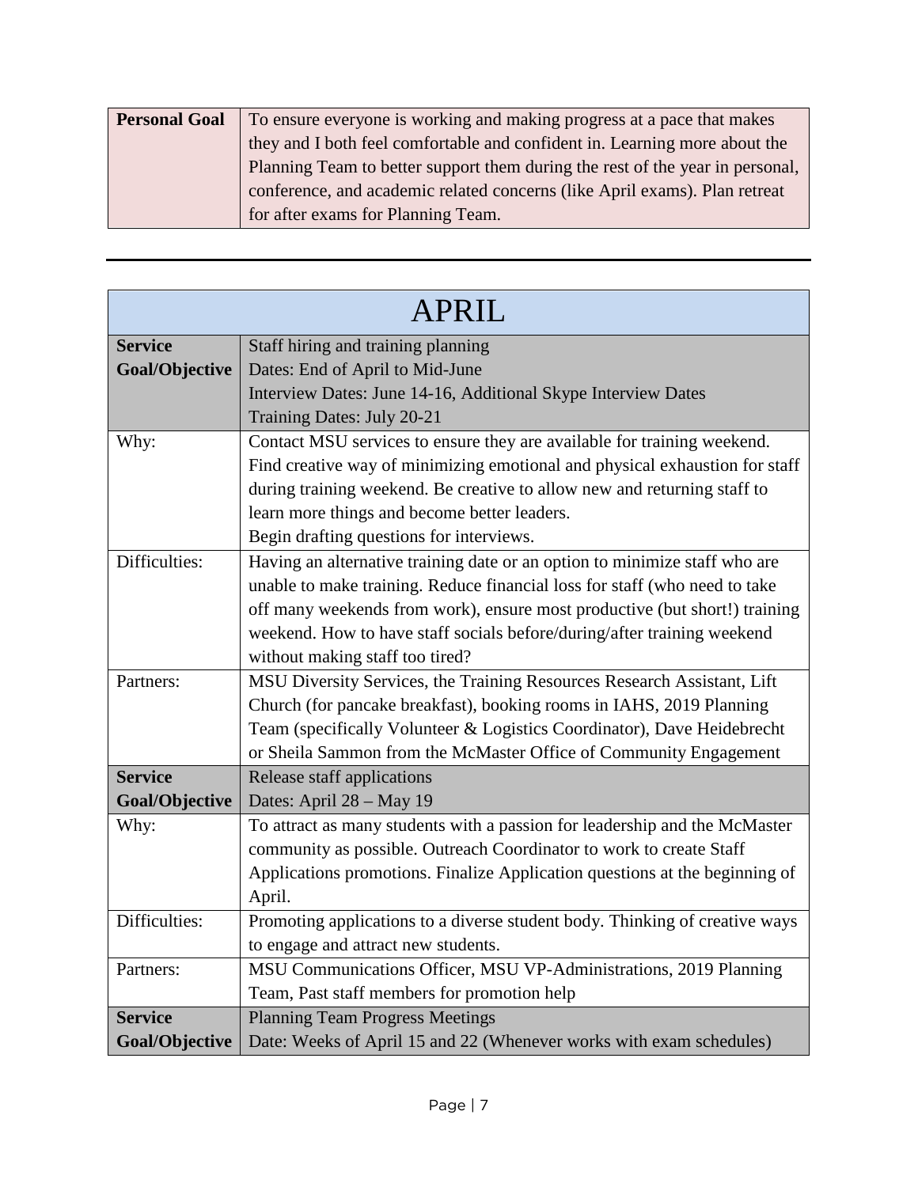| **Personal Goal** | To ensure everyone is working and making progress at a pace that makes they and I both feel comfortable and confident in. Learning more about the Planning Team to better support them during the rest of the year in personal, conference, and academic related concerns (like April exams). Plan retreat for after exams for Planning Team. |
|---|---|

---

| APRIL | |
|---|---|
| **Service Goal/Objective** | Staff hiring and training planning<br>Dates: End of April to Mid-June<br>Interview Dates: June 14-16, Additional Skype Interview Dates<br>Training Dates: July 20-21 |
| Why: | Contact MSU services to ensure they are available for training weekend. Find creative way of minimizing emotional and physical exhaustion for staff during training weekend. Be creative to allow new and returning staff to learn more things and become better leaders.<br>Begin drafting questions for interviews. |
| Difficulties: | Having an alternative training date or an option to minimize staff who are unable to make training. Reduce financial loss for staff (who need to take off many weekends from work), ensure most productive (but short!) training weekend. How to have staff socials before/during/after training weekend without making staff too tired? |
| Partners: | MSU Diversity Services, the Training Resources Research Assistant, Lift Church (for pancake breakfast), booking rooms in IAHS, 2019 Planning Team (specifically Volunteer & Logistics Coordinator), Dave Heidebrecht or Sheila Sammon from the McMaster Office of Community Engagement |
| **Service Goal/Objective** | Release staff applications<br>Dates: April 28 – May 19 |
| Why: | To attract as many students with a passion for leadership and the McMaster community as possible. Outreach Coordinator to work to create Staff Applications promotions. Finalize Application questions at the beginning of April. |
| Difficulties: | Promoting applications to a diverse student body. Thinking of creative ways to engage and attract new students. |
| Partners: | MSU Communications Officer, MSU VP-Administrations, 2019 Planning Team, Past staff members for promotion help |
| **Service Goal/Objective** | Planning Team Progress Meetings<br>Date: Weeks of April 15 and 22 (Whenever works with exam schedules) |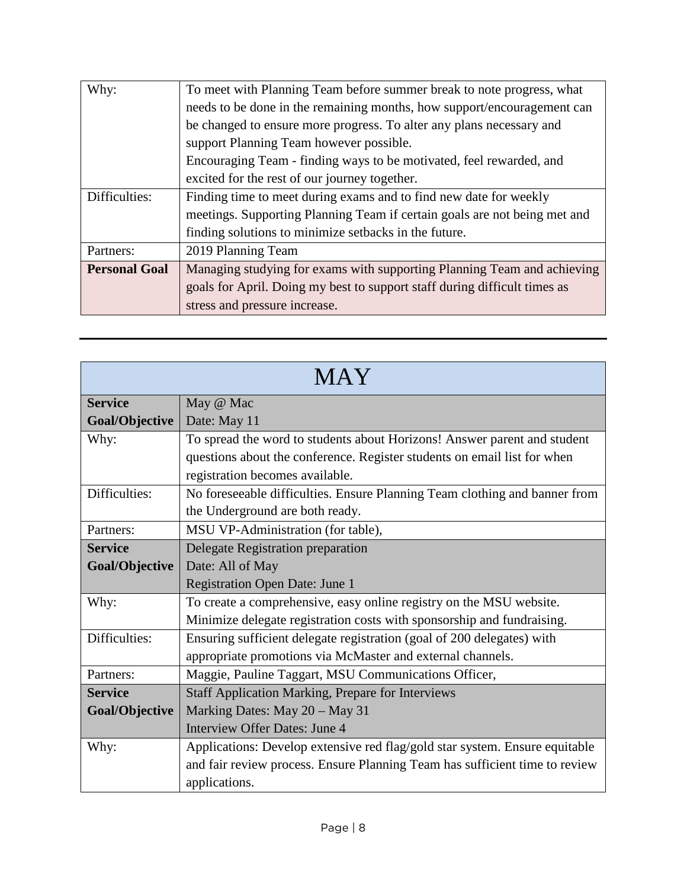| | |
|---|---|
| Why: | To meet with Planning Team before summer break to note progress, what needs to be done in the remaining months, how support/encouragement can be changed to ensure more progress. To alter any plans necessary and support Planning Team however possible.<br>Encouraging Team - finding ways to be motivated, feel rewarded, and excited for the rest of our journey together. |
| Difficulties: | Finding time to meet during exams and to find new date for weekly meetings. Supporting Planning Team if certain goals are not being met and finding solutions to minimize setbacks in the future. |
| Partners: | 2019 Planning Team |
| **Personal Goal** | Managing studying for exams with supporting Planning Team and achieving goals for April. Doing my best to support staff during difficult times as stress and pressure increase. |

---

| MAY | |
|---|---|
| **Service Goal/Objective** | May @ Mac<br>Date: May 11 |
| Why: | To spread the word to students about Horizons! Answer parent and student questions about the conference. Register students on email list for when registration becomes available. |
| Difficulties: | No foreseeable difficulties. Ensure Planning Team clothing and banner from the Underground are both ready. |
| Partners: | MSU VP-Administration (for table), |
| **Service Goal/Objective** | Delegate Registration preparation<br>Date: All of May<br>Registration Open Date: June 1 |
| Why: | To create a comprehensive, easy online registry on the MSU website. Minimize delegate registration costs with sponsorship and fundraising. |
| Difficulties: | Ensuring sufficient delegate registration (goal of 200 delegates) with appropriate promotions via McMaster and external channels. |
| Partners: | Maggie, Pauline Taggart, MSU Communications Officer, |
| **Service Goal/Objective** | Staff Application Marking, Prepare for Interviews<br>Marking Dates: May 20 – May 31<br>Interview Offer Dates: June 4 |
| Why: | Applications: Develop extensive red flag/gold star system. Ensure equitable and fair review process. Ensure Planning Team has sufficient time to review applications. |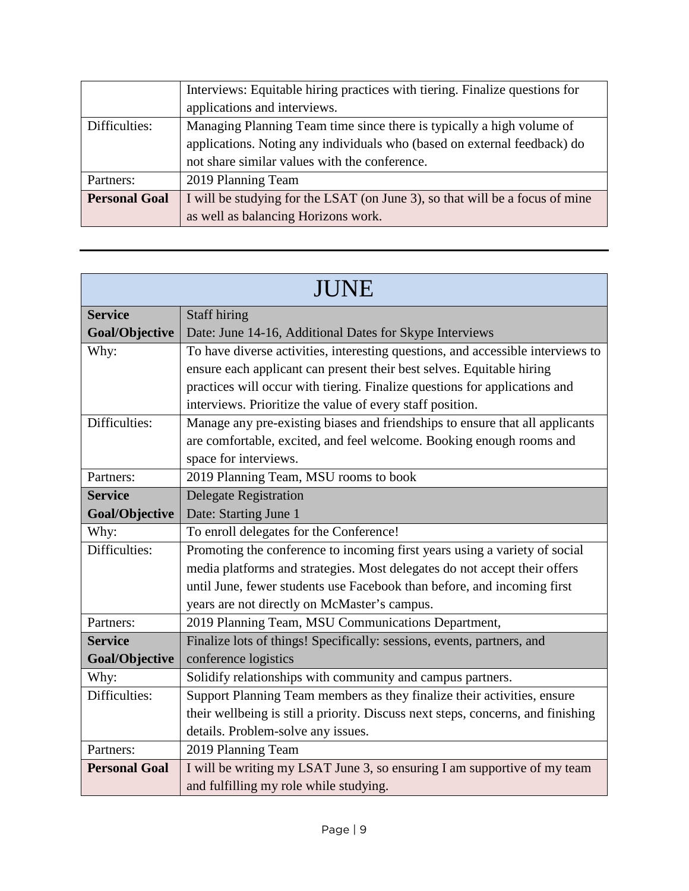| | |
|---|---|
| | Interviews: Equitable hiring practices with tiering. Finalize questions for applications and interviews. |
| Difficulties: | Managing Planning Team time since there is typically a high volume of applications. Noting any individuals who (based on external feedback) do not share similar values with the conference. |
| Partners: | 2019 Planning Team |
| **Personal Goal** | I will be studying for the LSAT (on June 3), so that will be a focus of mine as well as balancing Horizons work. |

---

| JUNE | |
|---|---|
| **Service Goal/Objective** | Staff hiring<br>Date: June 14-16, Additional Dates for Skype Interviews |
| Why: | To have diverse activities, interesting questions, and accessible interviews to ensure each applicant can present their best selves. Equitable hiring practices will occur with tiering. Finalize questions for applications and interviews. Prioritize the value of every staff position. |
| Difficulties: | Manage any pre-existing biases and friendships to ensure that all applicants are comfortable, excited, and feel welcome. Booking enough rooms and space for interviews. |
| Partners: | 2019 Planning Team, MSU rooms to book |
| **Service Goal/Objective** | Delegate Registration<br>Date: Starting June 1 |
| Why: | To enroll delegates for the Conference! |
| Difficulties: | Promoting the conference to incoming first years using a variety of social media platforms and strategies. Most delegates do not accept their offers until June, fewer students use Facebook than before, and incoming first years are not directly on McMaster's campus. |
| Partners: | 2019 Planning Team, MSU Communications Department, |
| **Service Goal/Objective** | Finalize lots of things! Specifically: sessions, events, partners, and conference logistics |
| Why: | Solidify relationships with community and campus partners. |
| Difficulties: | Support Planning Team members as they finalize their activities, ensure their wellbeing is still a priority. Discuss next steps, concerns, and finishing details. Problem-solve any issues. |
| Partners: | 2019 Planning Team |
| **Personal Goal** | I will be writing my LSAT June 3, so ensuring I am supportive of my team and fulfilling my role while studying. |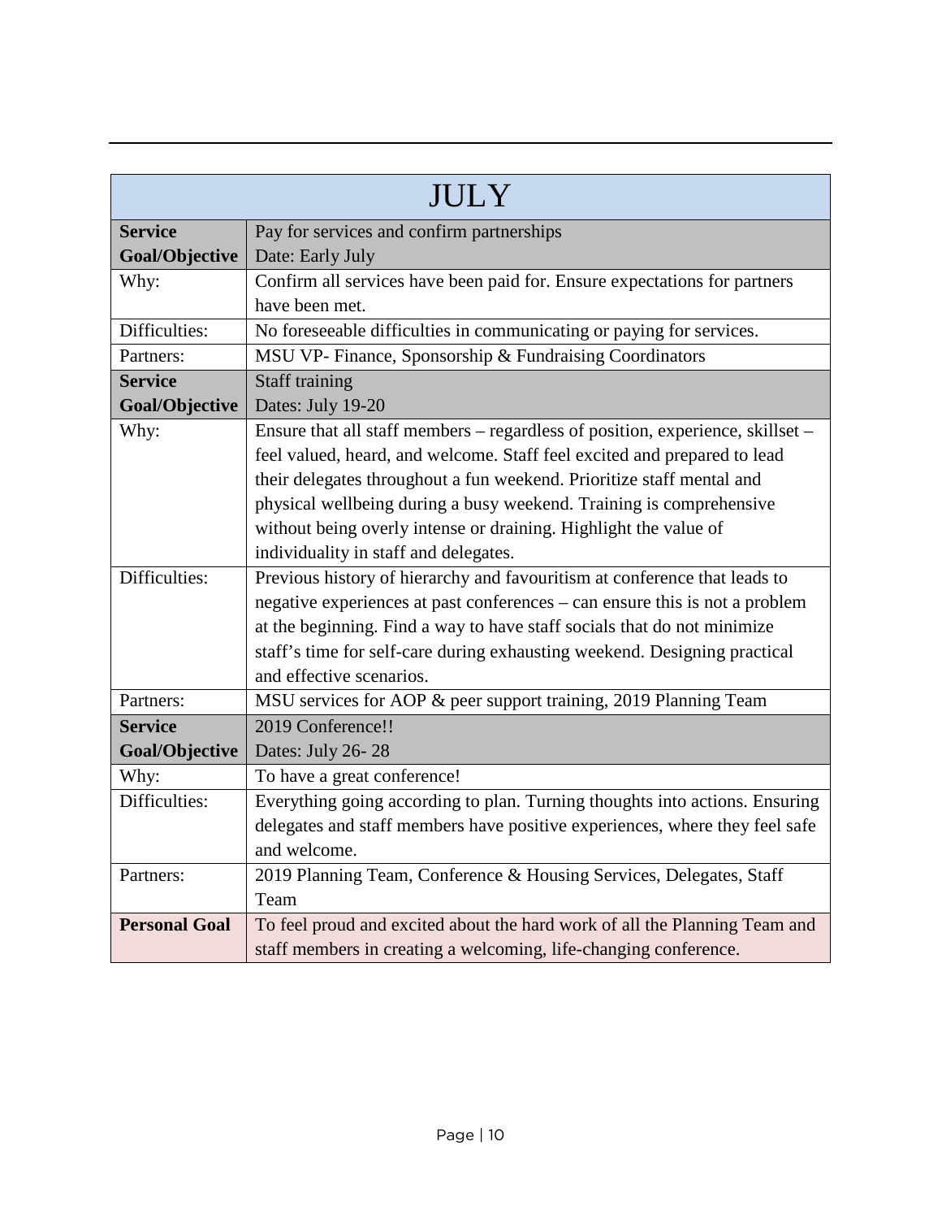| JULY | |
|---|---|
| **Service Goal/Objective** | Pay for services and confirm partnerships<br>Date: Early July |
| Why: | Confirm all services have been paid for. Ensure expectations for partners have been met. |
| Difficulties: | No foreseeable difficulties in communicating or paying for services. |
| Partners: | MSU VP- Finance, Sponsorship & Fundraising Coordinators |
| **Service Goal/Objective** | Staff training<br>Dates: July 19-20 |
| Why: | Ensure that all staff members – regardless of position, experience, skillset – feel valued, heard, and welcome. Staff feel excited and prepared to lead their delegates throughout a fun weekend. Prioritize staff mental and physical wellbeing during a busy weekend. Training is comprehensive without being overly intense or draining. Highlight the value of individuality in staff and delegates. |
| Difficulties: | Previous history of hierarchy and favouritism at conference that leads to negative experiences at past conferences – can ensure this is not a problem at the beginning. Find a way to have staff socials that do not minimize staff's time for self-care during exhausting weekend. Designing practical and effective scenarios. |
| Partners: | MSU services for AOP & peer support training, 2019 Planning Team |
| **Service Goal/Objective** | 2019 Conference!!<br>Dates: July 26- 28 |
| Why: | To have a great conference! |
| Difficulties: | Everything going according to plan. Turning thoughts into actions. Ensuring delegates and staff members have positive experiences, where they feel safe and welcome. |
| Partners: | 2019 Planning Team, Conference & Housing Services, Delegates, Staff Team |
| **Personal Goal** | To feel proud and excited about the hard work of all the Planning Team and staff members in creating a welcoming, life-changing conference. |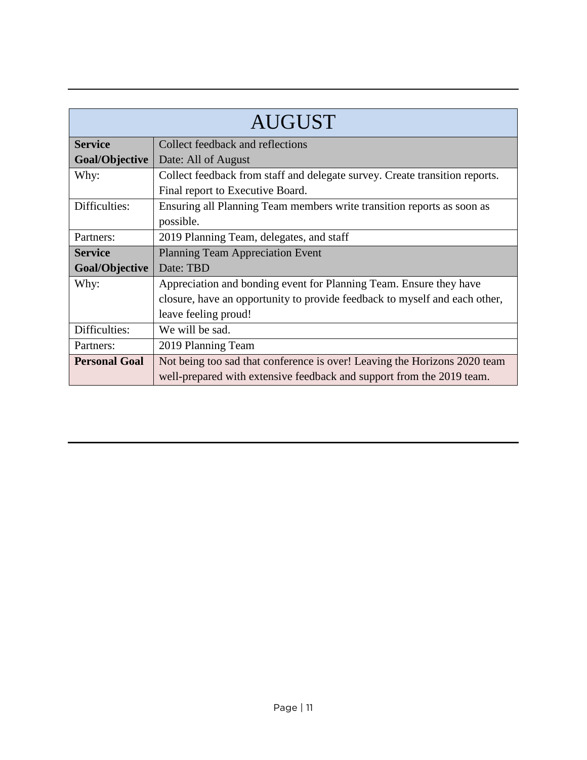| AUGUST | |
|---|---|
| **Service Goal/Objective** | Collect feedback and reflections<br>Date: All of August |
| Why: | Collect feedback from staff and delegate survey. Create transition reports. Final report to Executive Board. |
| Difficulties: | Ensuring all Planning Team members write transition reports as soon as possible. |
| Partners: | 2019 Planning Team, delegates, and staff |
| **Service Goal/Objective** | Planning Team Appreciation Event<br>Date: TBD |
| Why: | Appreciation and bonding event for Planning Team. Ensure they have closure, have an opportunity to provide feedback to myself and each other, leave feeling proud! |
| Difficulties: | We will be sad. |
| Partners: | 2019 Planning Team |
| **Personal Goal** | Not being too sad that conference is over! Leaving the Horizons 2020 team well-prepared with extensive feedback and support from the 2019 team. |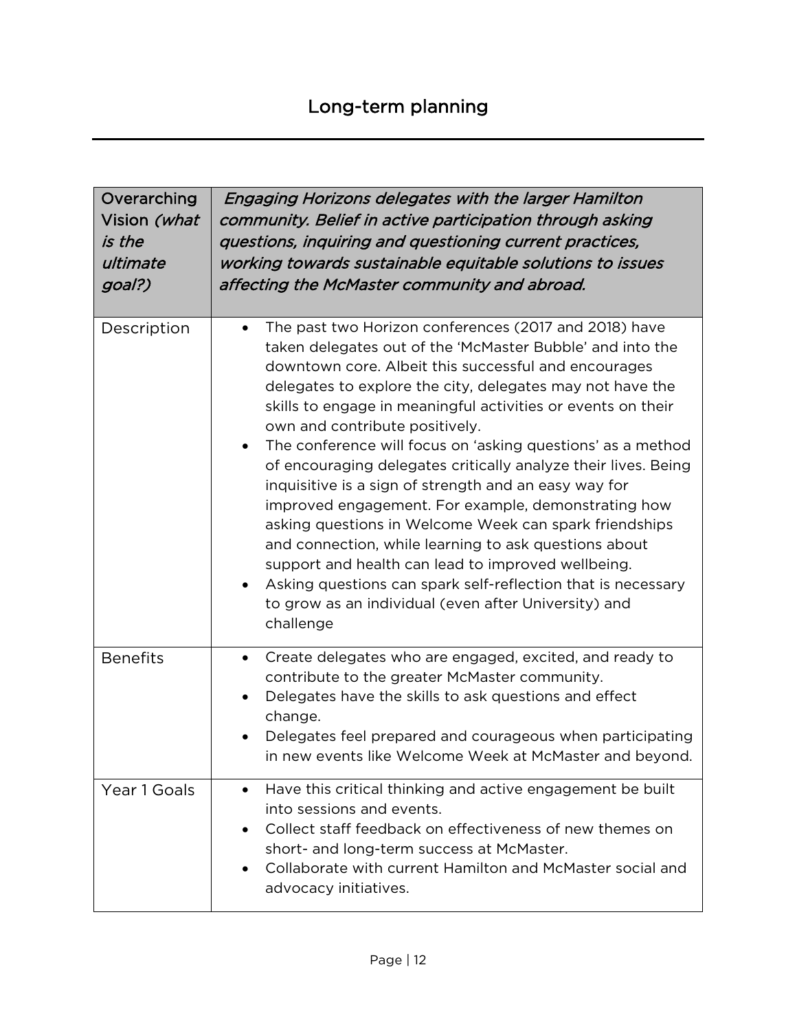## Long-term planning

| Overarching Vision *(what is the ultimate goal?)* | *Engaging Horizons delegates with the larger Hamilton community. Belief in active participation through asking questions, inquiring and questioning current practices, working towards sustainable equitable solutions to issues affecting the McMaster community and abroad.* |
|---|---|
| Description | • The past two Horizon conferences (2017 and 2018) have taken delegates out of the 'McMaster Bubble' and into the downtown core. Albeit this successful and encourages delegates to explore the city, delegates may not have the skills to engage in meaningful activities or events on their own and contribute positively.<br>• The conference will focus on 'asking questions' as a method of encouraging delegates critically analyze their lives. Being inquisitive is a sign of strength and an easy way for improved engagement. For example, demonstrating how asking questions in Welcome Week can spark friendships and connection, while learning to ask questions about support and health can lead to improved wellbeing.<br>• Asking questions can spark self-reflection that is necessary to grow as an individual (even after University) and challenge |
| Benefits | • Create delegates who are engaged, excited, and ready to contribute to the greater McMaster community.<br>• Delegates have the skills to ask questions and effect change.<br>• Delegates feel prepared and courageous when participating in new events like Welcome Week at McMaster and beyond. |
| Year 1 Goals | • Have this critical thinking and active engagement be built into sessions and events.<br>• Collect staff feedback on effectiveness of new themes on short- and long-term success at McMaster.<br>• Collaborate with current Hamilton and McMaster social and advocacy initiatives. |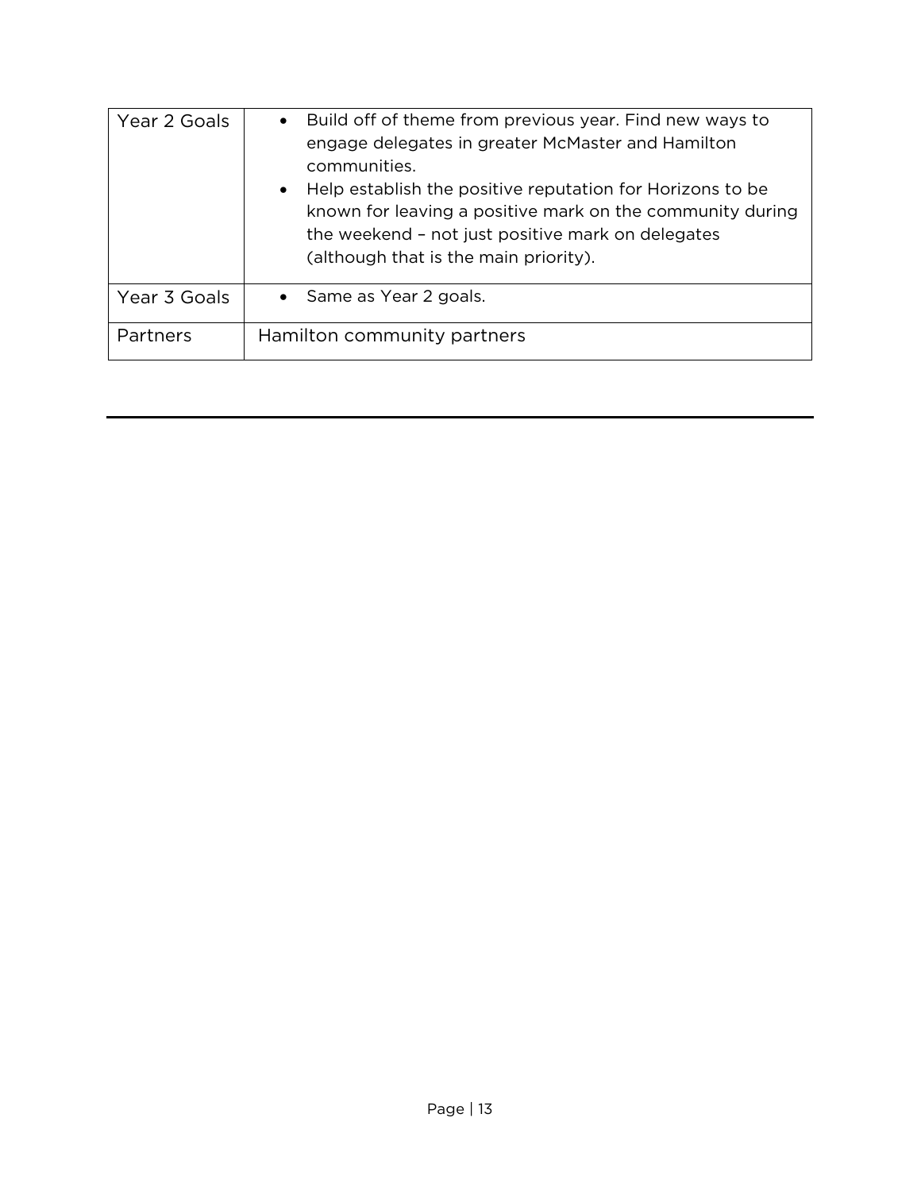| | |
|---|---|
| Year 2 Goals | • Build off of theme from previous year. Find new ways to engage delegates in greater McMaster and Hamilton communities.<br>• Help establish the positive reputation for Horizons to be known for leaving a positive mark on the community during the weekend – not just positive mark on delegates (although that is the main priority). |
| Year 3 Goals | • Same as Year 2 goals. |
| Partners | Hamilton community partners |

---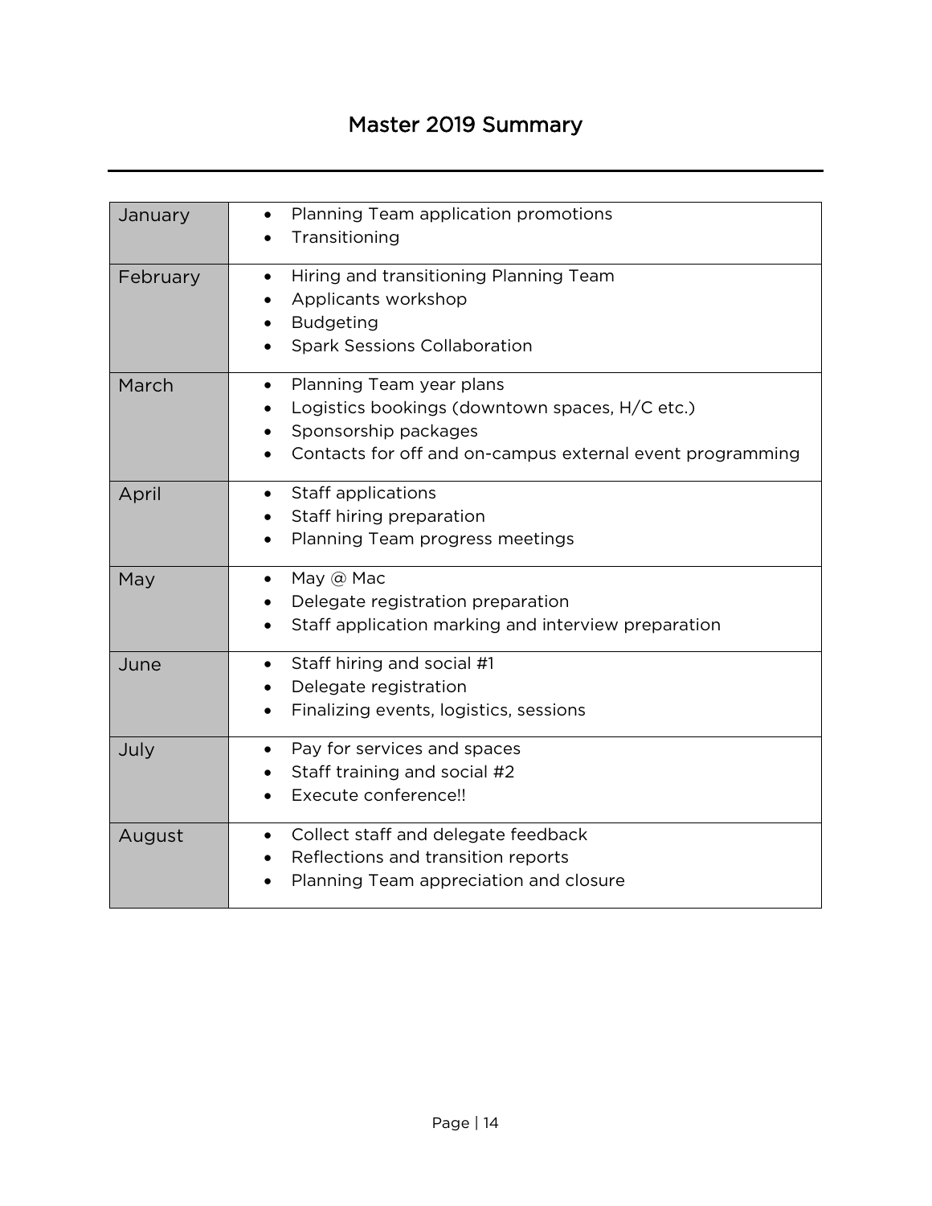# Master 2019 Summary

---

| Month | Tasks |
|---|---|
| January | • Planning Team application promotions<br>• Transitioning |
| February | • Hiring and transitioning Planning Team<br>• Applicants workshop<br>• Budgeting<br>• Spark Sessions Collaboration |
| March | • Planning Team year plans<br>• Logistics bookings (downtown spaces, H/C etc.)<br>• Sponsorship packages<br>• Contacts for off and on-campus external event programming |
| April | • Staff applications<br>• Staff hiring preparation<br>• Planning Team progress meetings |
| May | • May @ Mac<br>• Delegate registration preparation<br>• Staff application marking and interview preparation |
| June | • Staff hiring and social #1<br>• Delegate registration<br>• Finalizing events, logistics, sessions |
| July | • Pay for services and spaces<br>• Staff training and social #2<br>• Execute conference!! |
| August | • Collect staff and delegate feedback<br>• Reflections and transition reports<br>• Planning Team appreciation and closure |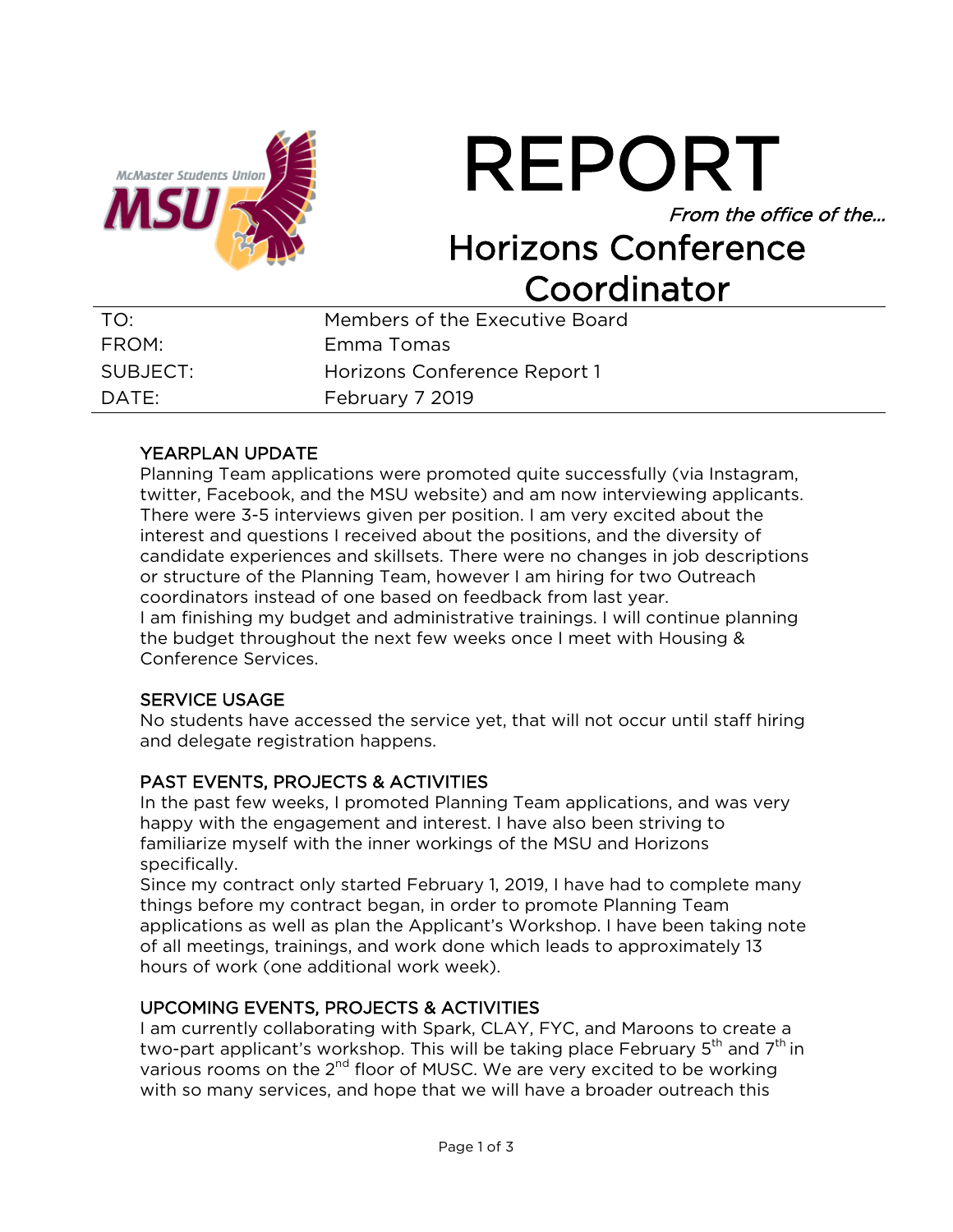# REPORT

*From the office of the…*

## Horizons Conference Coordinator

| | |
|---|---|
| TO: | Members of the Executive Board |
| FROM: | Emma Tomas |
| SUBJECT: | Horizons Conference Report 1 |
| DATE: | February 7 2019 |

### YEARPLAN UPDATE

Planning Team applications were promoted quite successfully (via Instagram, twitter, Facebook, and the MSU website) and am now interviewing applicants. There were 3-5 interviews given per position. I am very excited about the interest and questions I received about the positions, and the diversity of candidate experiences and skillsets. There were no changes in job descriptions or structure of the Planning Team, however I am hiring for two Outreach coordinators instead of one based on feedback from last year.

I am finishing my budget and administrative trainings. I will continue planning the budget throughout the next few weeks once I meet with Housing & Conference Services.

### SERVICE USAGE

No students have accessed the service yet, that will not occur until staff hiring and delegate registration happens.

### PAST EVENTS, PROJECTS & ACTIVITIES

In the past few weeks, I promoted Planning Team applications, and was very happy with the engagement and interest. I have also been striving to familiarize myself with the inner workings of the MSU and Horizons specifically.

Since my contract only started February 1, 2019, I have had to complete many things before my contract began, in order to promote Planning Team applications as well as plan the Applicant's Workshop. I have been taking note of all meetings, trainings, and work done which leads to approximately 13 hours of work (one additional work week).

### UPCOMING EVENTS, PROJECTS & ACTIVITIES

I am currently collaborating with Spark, CLAY, FYC, and Maroons to create a two-part applicant's workshop. This will be taking place February 5th and 7th in various rooms on the 2nd floor of MUSC. We are very excited to be working with so many services, and hope that we will have a broader outreach this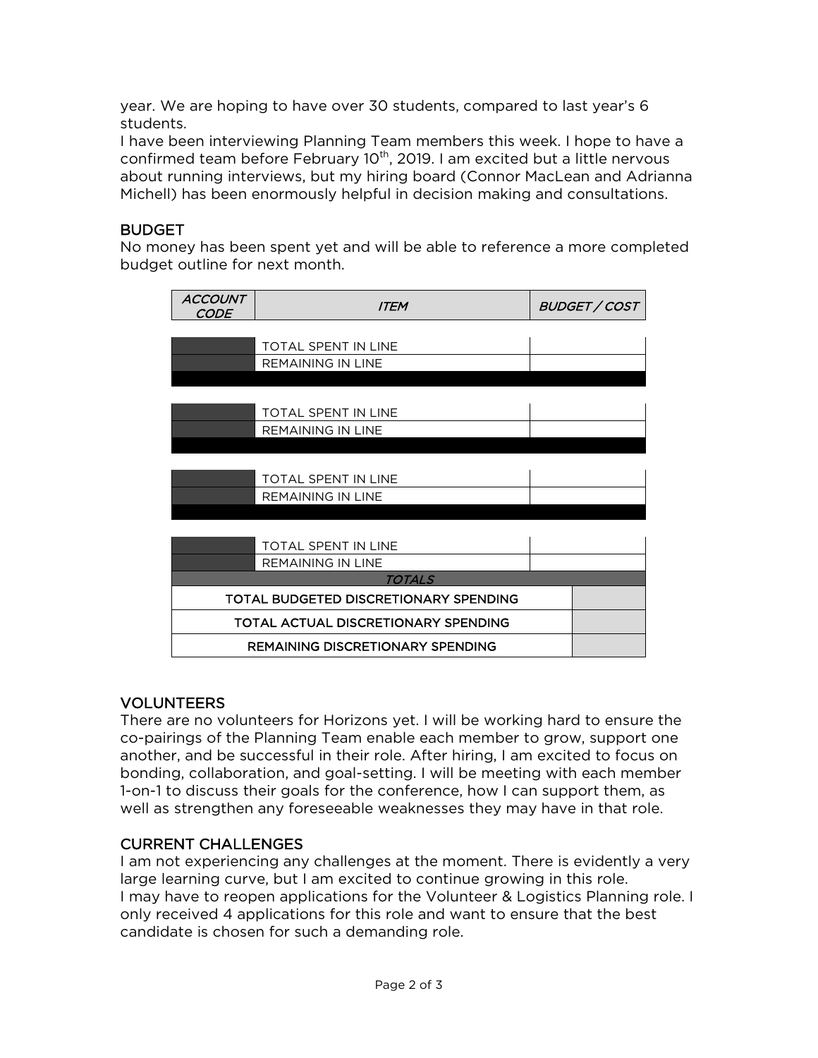year. We are hoping to have over 30 students, compared to last year's 6 students.

I have been interviewing Planning Team members this week. I hope to have a confirmed team before February 10th, 2019. I am excited but a little nervous about running interviews, but my hiring board (Connor MacLean and Adrianna Michell) has been enormously helpful in decision making and consultations.

## BUDGET

No money has been spent yet and will be able to reference a more completed budget outline for next month.

| *ACCOUNT CODE* | *ITEM* | *BUDGET / COST* |
|---|---|---|
| | TOTAL SPENT IN LINE | |
| | REMAINING IN LINE | |
| | TOTAL SPENT IN LINE | |
| | REMAINING IN LINE | |
| | TOTAL SPENT IN LINE | |
| | REMAINING IN LINE | |
| | TOTAL SPENT IN LINE | |
| | REMAINING IN LINE | |
| *TOTALS* | | |
| TOTAL BUDGETED DISCRETIONARY SPENDING | | |
| TOTAL ACTUAL DISCRETIONARY SPENDING | | |
| REMAINING DISCRETIONARY SPENDING | | |

## VOLUNTEERS

There are no volunteers for Horizons yet. I will be working hard to ensure the co-pairings of the Planning Team enable each member to grow, support one another, and be successful in their role. After hiring, I am excited to focus on bonding, collaboration, and goal-setting. I will be meeting with each member 1-on-1 to discuss their goals for the conference, how I can support them, as well as strengthen any foreseeable weaknesses they may have in that role.

## CURRENT CHALLENGES

I am not experiencing any challenges at the moment. There is evidently a very large learning curve, but I am excited to continue growing in this role.

I may have to reopen applications for the Volunteer & Logistics Planning role. I only received 4 applications for this role and want to ensure that the best candidate is chosen for such a demanding role.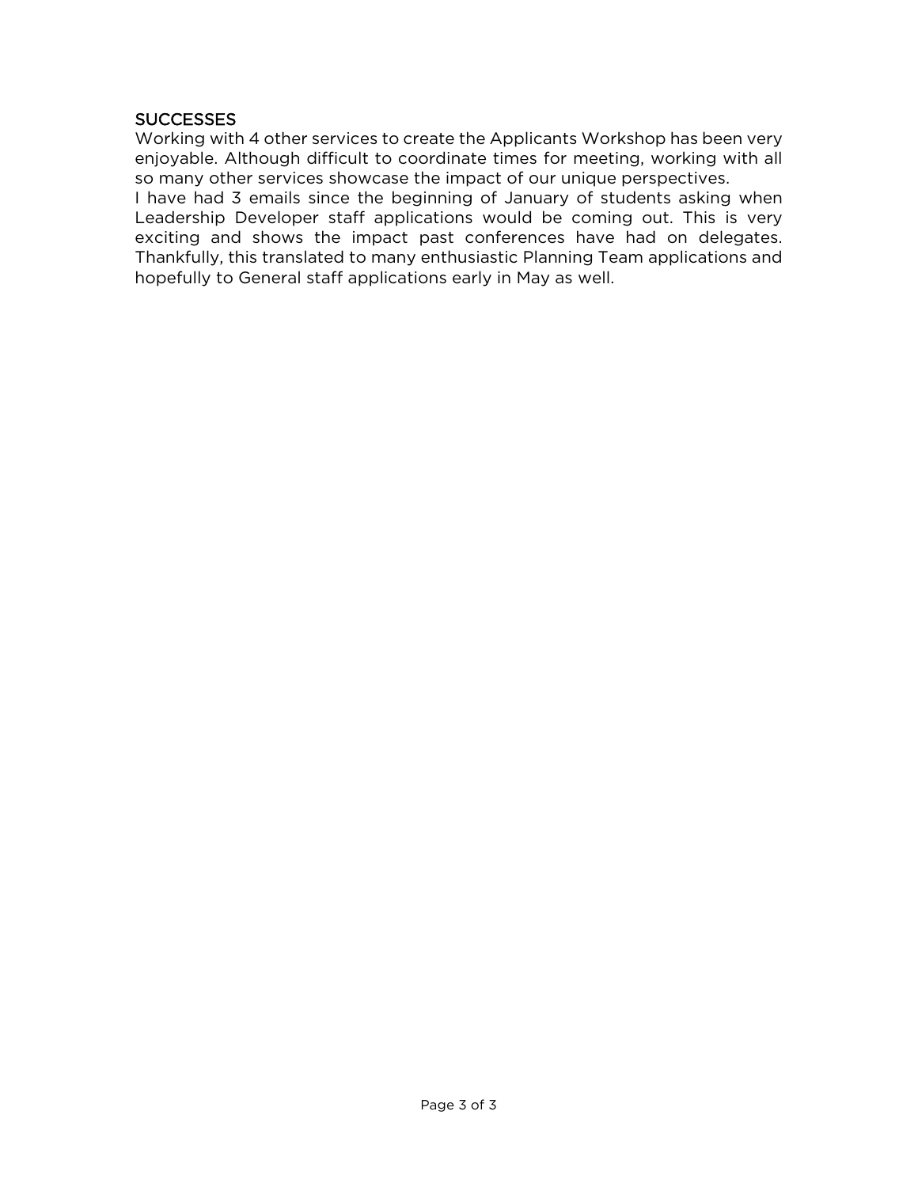## SUCCESSES

Working with 4 other services to create the Applicants Workshop has been very enjoyable. Although difficult to coordinate times for meeting, working with all so many other services showcase the impact of our unique perspectives.

I have had 3 emails since the beginning of January of students asking when Leadership Developer staff applications would be coming out. This is very exciting and shows the impact past conferences have had on delegates. Thankfully, this translated to many enthusiastic Planning Team applications and hopefully to General staff applications early in May as well.